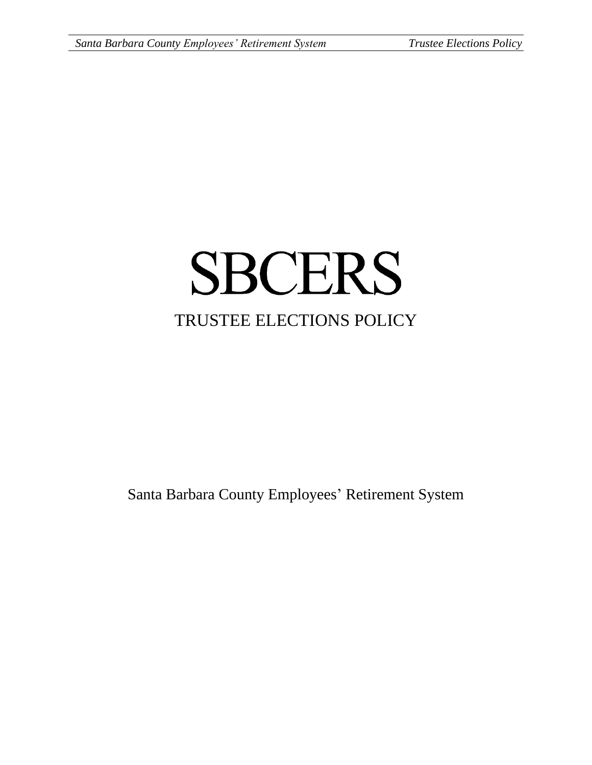# SBCERS

## TRUSTEE ELECTIONS POLICY

Santa Barbara County Employees' Retirement System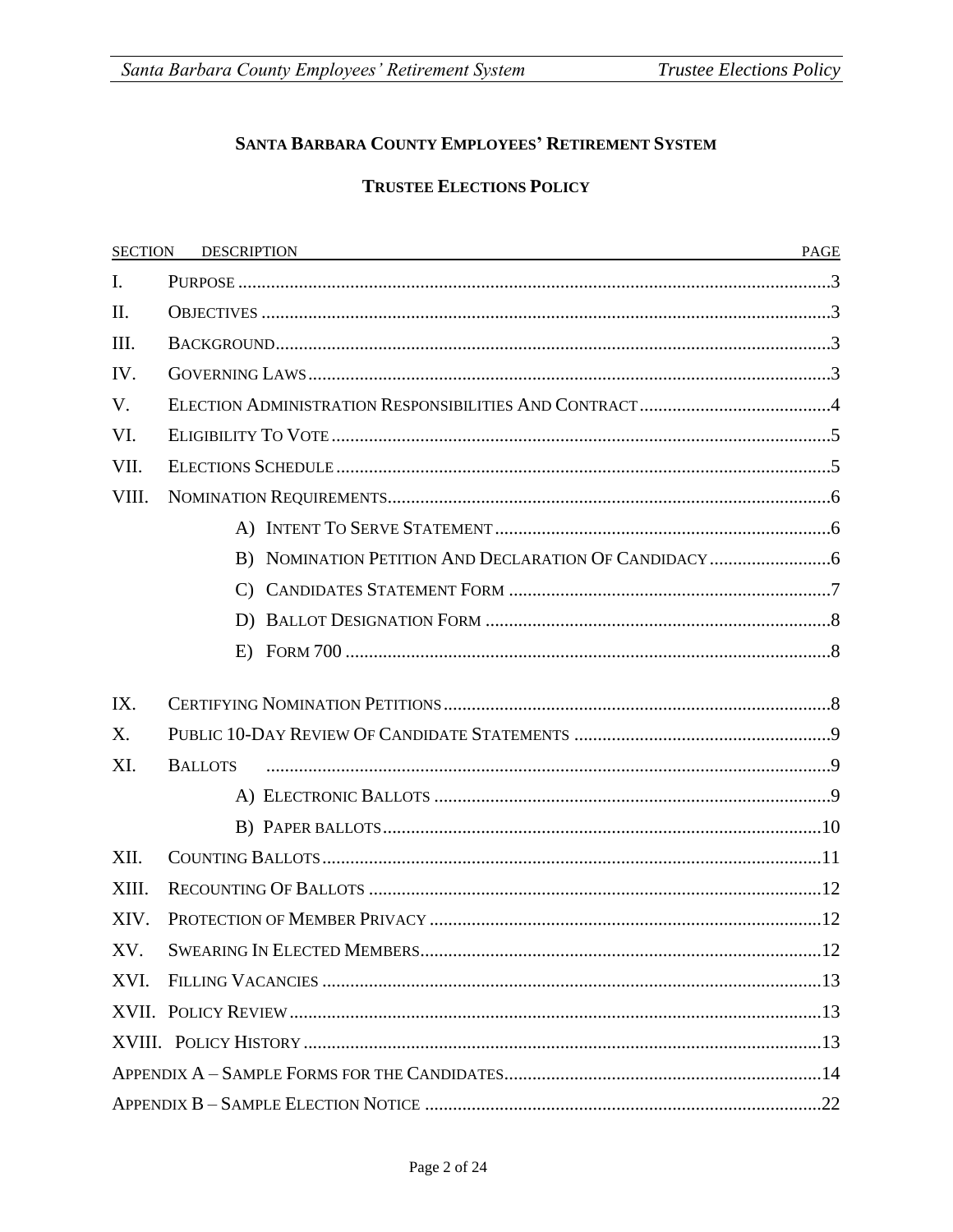# Santa Barbara County Employees' Retirement System

## Trustee Elections Policy

| SECTION | DESCRIPTION | PAGE |
|---|---|---|
| I. | Purpose | 3 |
| II. | Objectives | 3 |
| III. | Background | 3 |
| IV. | Governing Laws | 3 |
| V. | Election Administration Responsibilities And Contract | 4 |
| VI. | Eligibility To Vote | 5 |
| VII. | Elections Schedule | 5 |
| VIII. | Nomination Requirements | 6 |
| | A) Intent To Serve Statement | 6 |
| | B) Nomination Petition And Declaration Of Candidacy | 6 |
| | C) Candidates Statement Form | 7 |
| | D) Ballot Designation Form | 8 |
| | E) Form 700 | 8 |
| IX. | Certifying Nomination Petitions | 8 |
| X. | Public 10-Day Review Of Candidate Statements | 9 |
| XI. | Ballots | 9 |
| | A) Electronic Ballots | 9 |
| | B) Paper ballots | 10 |
| XII. | Counting Ballots | 11 |
| XIII. | Recounting Of Ballots | 12 |
| XIV. | Protection of Member Privacy | 12 |
| XV. | Swearing In Elected Members | 12 |
| XVI. | Filling Vacancies | 13 |
| XVII. | Policy Review | 13 |
| XVIII. | Policy History | 13 |
| | Appendix A – Sample Forms for the Candidates | 14 |
| | Appendix B – Sample Election Notice | 22 |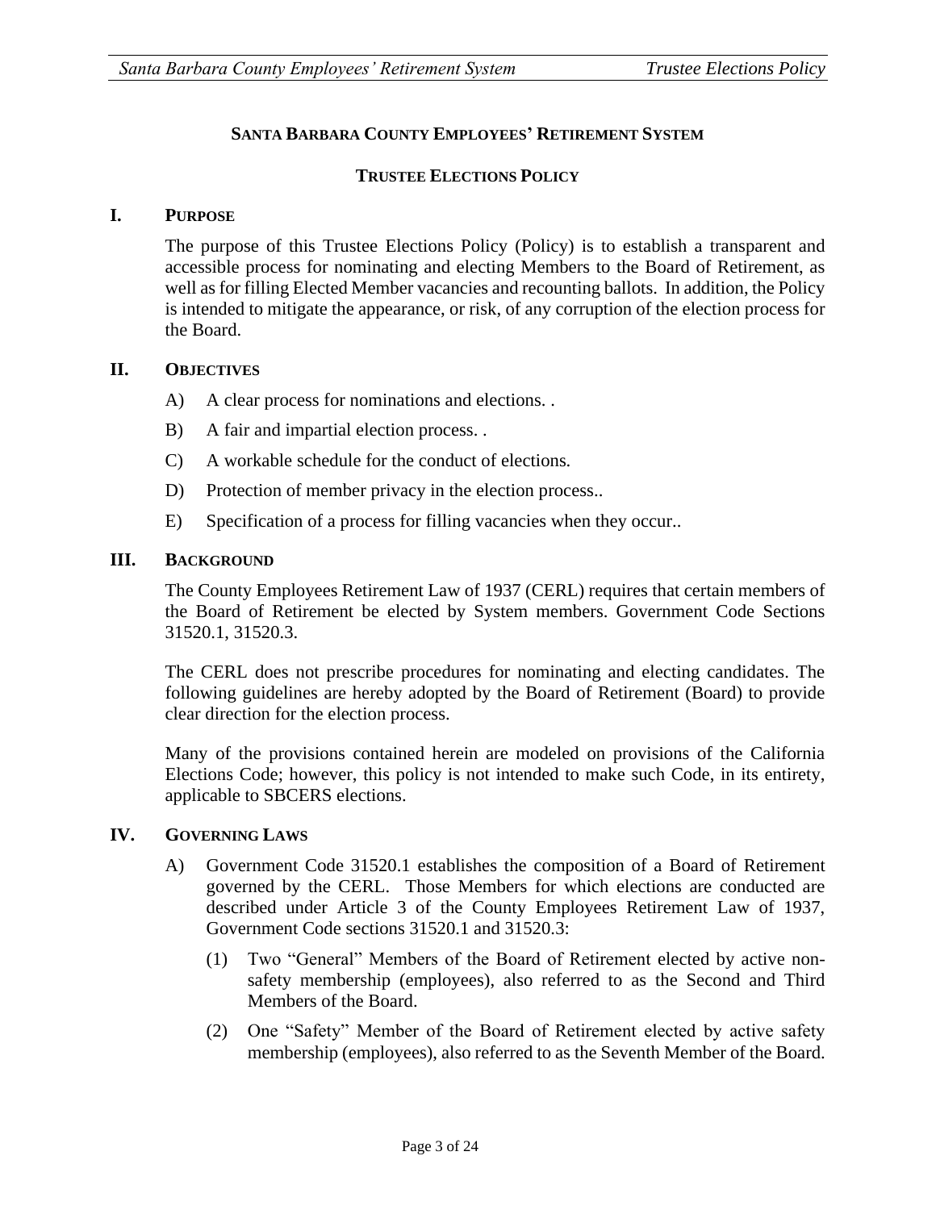**SANTA BARBARA COUNTY EMPLOYEES' RETIREMENT SYSTEM**

**TRUSTEE ELECTIONS POLICY**

## I. PURPOSE

The purpose of this Trustee Elections Policy (Policy) is to establish a transparent and accessible process for nominating and electing Members to the Board of Retirement, as well as for filling Elected Member vacancies and recounting ballots. In addition, the Policy is intended to mitigate the appearance, or risk, of any corruption of the election process for the Board.

## II. OBJECTIVES

A) A clear process for nominations and elections. .

B) A fair and impartial election process. .

C) A workable schedule for the conduct of elections.

D) Protection of member privacy in the election process..

E) Specification of a process for filling vacancies when they occur..

## III. BACKGROUND

The County Employees Retirement Law of 1937 (CERL) requires that certain members of the Board of Retirement be elected by System members. Government Code Sections 31520.1, 31520.3.

The CERL does not prescribe procedures for nominating and electing candidates. The following guidelines are hereby adopted by the Board of Retirement (Board) to provide clear direction for the election process.

Many of the provisions contained herein are modeled on provisions of the California Elections Code; however, this policy is not intended to make such Code, in its entirety, applicable to SBCERS elections.

## IV. GOVERNING LAWS

A) Government Code 31520.1 establishes the composition of a Board of Retirement governed by the CERL. Those Members for which elections are conducted are described under Article 3 of the County Employees Retirement Law of 1937, Government Code sections 31520.1 and 31520.3:

(1) Two "General" Members of the Board of Retirement elected by active non-safety membership (employees), also referred to as the Second and Third Members of the Board.

(2) One "Safety" Member of the Board of Retirement elected by active safety membership (employees), also referred to as the Seventh Member of the Board.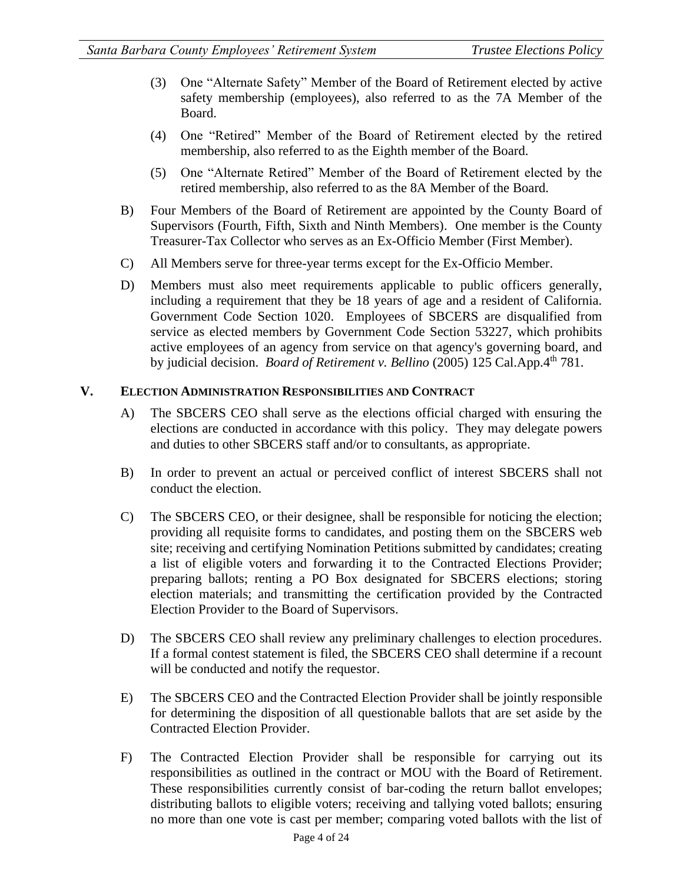(3) One "Alternate Safety" Member of the Board of Retirement elected by active safety membership (employees), also referred to as the 7A Member of the Board.

(4) One "Retired" Member of the Board of Retirement elected by the retired membership, also referred to as the Eighth member of the Board.

(5) One "Alternate Retired" Member of the Board of Retirement elected by the retired membership, also referred to as the 8A Member of the Board.

B) Four Members of the Board of Retirement are appointed by the County Board of Supervisors (Fourth, Fifth, Sixth and Ninth Members). One member is the County Treasurer-Tax Collector who serves as an Ex-Officio Member (First Member).

C) All Members serve for three-year terms except for the Ex-Officio Member.

D) Members must also meet requirements applicable to public officers generally, including a requirement that they be 18 years of age and a resident of California. Government Code Section 1020. Employees of SBCERS are disqualified from service as elected members by Government Code Section 53227, which prohibits active employees of an agency from service on that agency's governing board, and by judicial decision. *Board of Retirement v. Bellino* (2005) 125 Cal.App.4th 781.

## V. Election Administration Responsibilities and Contract

A) The SBCERS CEO shall serve as the elections official charged with ensuring the elections are conducted in accordance with this policy. They may delegate powers and duties to other SBCERS staff and/or to consultants, as appropriate.

B) In order to prevent an actual or perceived conflict of interest SBCERS shall not conduct the election.

C) The SBCERS CEO, or their designee, shall be responsible for noticing the election; providing all requisite forms to candidates, and posting them on the SBCERS web site; receiving and certifying Nomination Petitions submitted by candidates; creating a list of eligible voters and forwarding it to the Contracted Elections Provider; preparing ballots; renting a PO Box designated for SBCERS elections; storing election materials; and transmitting the certification provided by the Contracted Election Provider to the Board of Supervisors.

D) The SBCERS CEO shall review any preliminary challenges to election procedures. If a formal contest statement is filed, the SBCERS CEO shall determine if a recount will be conducted and notify the requestor.

E) The SBCERS CEO and the Contracted Election Provider shall be jointly responsible for determining the disposition of all questionable ballots that are set aside by the Contracted Election Provider.

F) The Contracted Election Provider shall be responsible for carrying out its responsibilities as outlined in the contract or MOU with the Board of Retirement. These responsibilities currently consist of bar-coding the return ballot envelopes; distributing ballots to eligible voters; receiving and tallying voted ballots; ensuring no more than one vote is cast per member; comparing voted ballots with the list of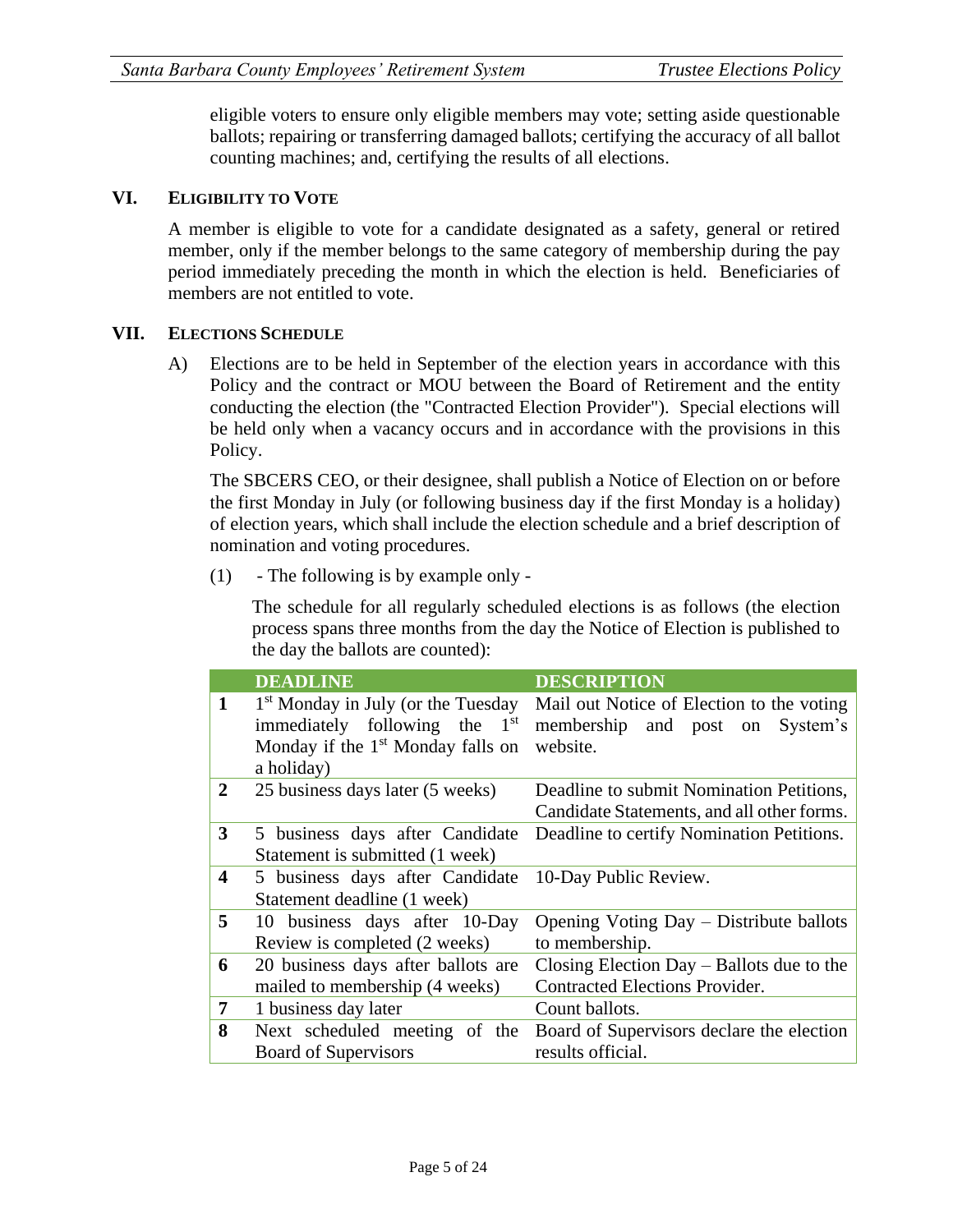eligible voters to ensure only eligible members may vote; setting aside questionable ballots; repairing or transferring damaged ballots; certifying the accuracy of all ballot counting machines; and, certifying the results of all elections.

## VI. Eligibility to Vote

A member is eligible to vote for a candidate designated as a safety, general or retired member, only if the member belongs to the same category of membership during the pay period immediately preceding the month in which the election is held. Beneficiaries of members are not entitled to vote.

## VII. Elections Schedule

A) Elections are to be held in September of the election years in accordance with this Policy and the contract or MOU between the Board of Retirement and the entity conducting the election (the "Contracted Election Provider"). Special elections will be held only when a vacancy occurs and in accordance with the provisions in this Policy.

The SBCERS CEO, or their designee, shall publish a Notice of Election on or before the first Monday in July (or following business day if the first Monday is a holiday) of election years, which shall include the election schedule and a brief description of nomination and voting procedures.

(1) - The following is by example only -

The schedule for all regularly scheduled elections is as follows (the election process spans three months from the day the Notice of Election is published to the day the ballots are counted):

| | DEADLINE | DESCRIPTION |
|---|---|---|
| **1** | 1st Monday in July (or the Tuesday immediately following the 1st Monday if the 1st Monday falls on a holiday) | Mail out Notice of Election to the voting membership and post on System's website. |
| **2** | 25 business days later (5 weeks) | Deadline to submit Nomination Petitions, Candidate Statements, and all other forms. |
| **3** | 5 business days after Candidate Statement is submitted (1 week) | Deadline to certify Nomination Petitions. |
| **4** | 5 business days after Candidate Statement deadline (1 week) | 10-Day Public Review. |
| **5** | 10 business days after 10-Day Review is completed (2 weeks) | Opening Voting Day – Distribute ballots to membership. |
| **6** | 20 business days after ballots are mailed to membership (4 weeks) | Closing Election Day – Ballots due to the Contracted Elections Provider. |
| **7** | 1 business day later | Count ballots. |
| **8** | Next scheduled meeting of the Board of Supervisors | Board of Supervisors declare the election results official. |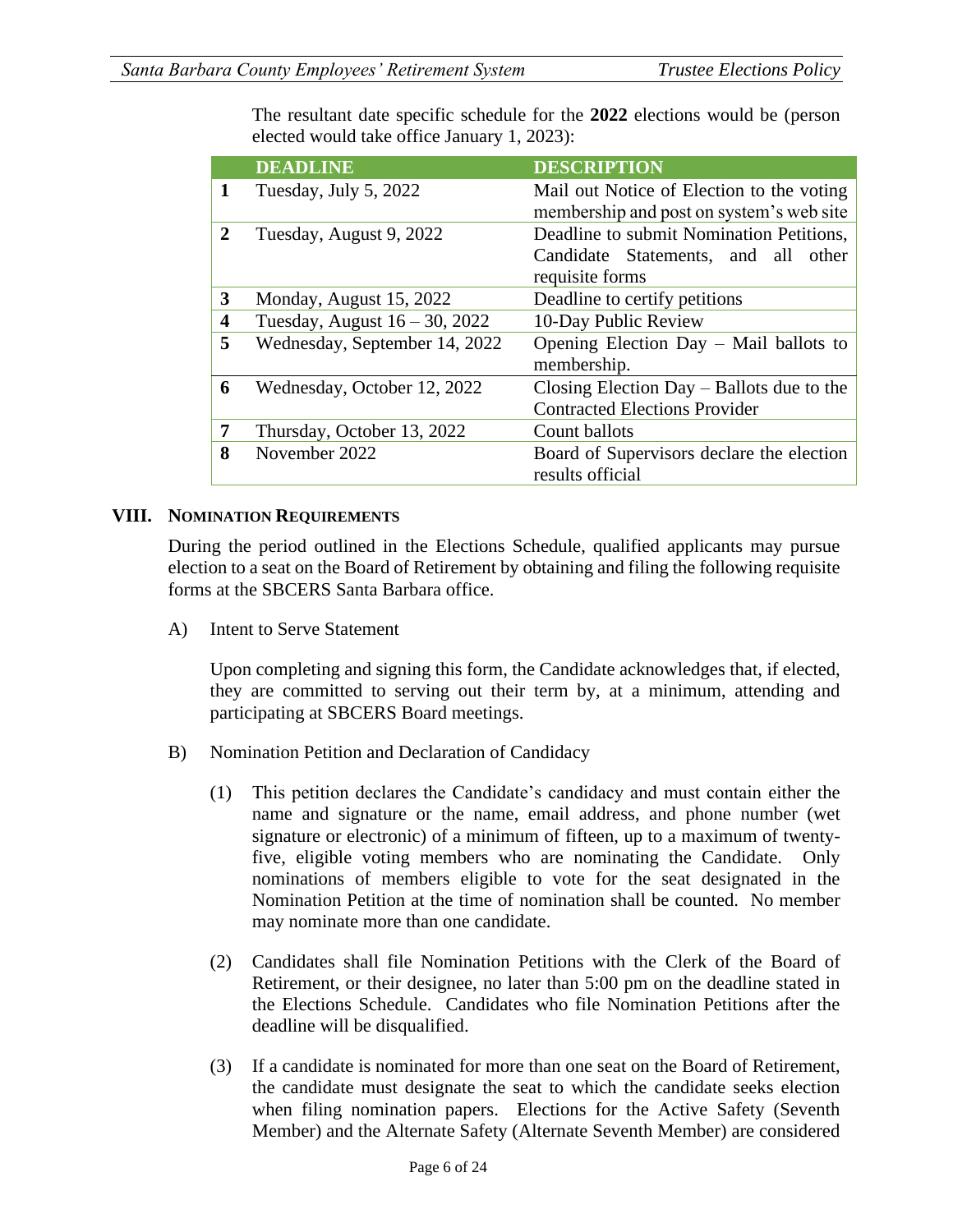The resultant date specific schedule for the **2022** elections would be (person elected would take office January 1, 2023):

| | DEADLINE | DESCRIPTION |
|---|---|---|
| **1** | Tuesday, July 5, 2022 | Mail out Notice of Election to the voting membership and post on system's web site |
| **2** | Tuesday, August 9, 2022 | Deadline to submit Nomination Petitions, Candidate Statements, and all other requisite forms |
| **3** | Monday, August 15, 2022 | Deadline to certify petitions |
| **4** | Tuesday, August 16 – 30, 2022 | 10-Day Public Review |
| **5** | Wednesday, September 14, 2022 | Opening Election Day – Mail ballots to membership. |
| **6** | Wednesday, October 12, 2022 | Closing Election Day – Ballots due to the Contracted Elections Provider |
| **7** | Thursday, October 13, 2022 | Count ballots |
| **8** | November 2022 | Board of Supervisors declare the election results official |

## VIII. Nomination Requirements

During the period outlined in the Elections Schedule, qualified applicants may pursue election to a seat on the Board of Retirement by obtaining and filing the following requisite forms at the SBCERS Santa Barbara office.

A) Intent to Serve Statement

Upon completing and signing this form, the Candidate acknowledges that, if elected, they are committed to serving out their term by, at a minimum, attending and participating at SBCERS Board meetings.

B) Nomination Petition and Declaration of Candidacy

(1) This petition declares the Candidate's candidacy and must contain either the name and signature or the name, email address, and phone number (wet signature or electronic) of a minimum of fifteen, up to a maximum of twenty-five, eligible voting members who are nominating the Candidate. Only nominations of members eligible to vote for the seat designated in the Nomination Petition at the time of nomination shall be counted. No member may nominate more than one candidate.

(2) Candidates shall file Nomination Petitions with the Clerk of the Board of Retirement, or their designee, no later than 5:00 pm on the deadline stated in the Elections Schedule. Candidates who file Nomination Petitions after the deadline will be disqualified.

(3) If a candidate is nominated for more than one seat on the Board of Retirement, the candidate must designate the seat to which the candidate seeks election when filing nomination papers. Elections for the Active Safety (Seventh Member) and the Alternate Safety (Alternate Seventh Member) are considered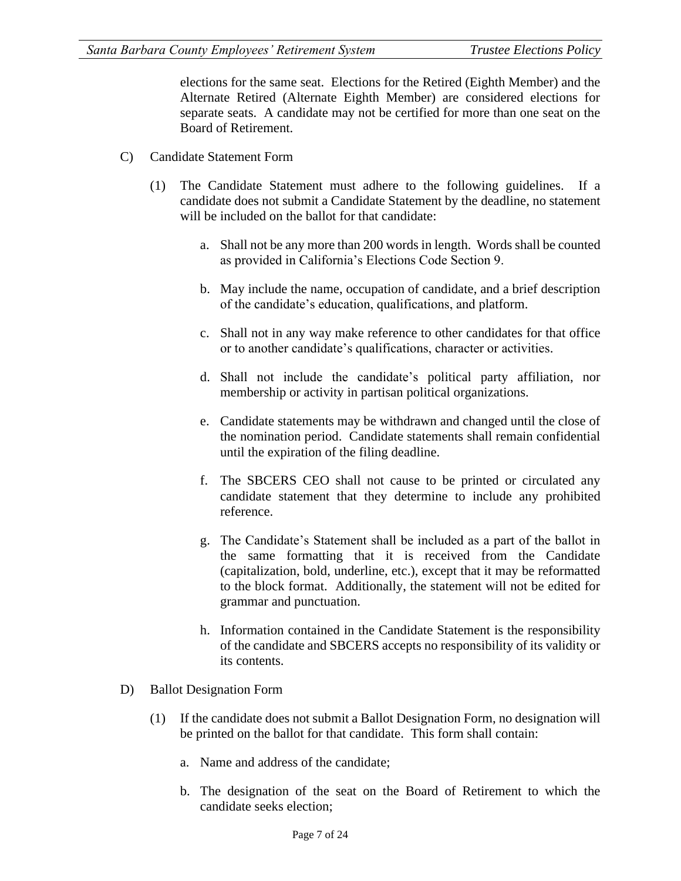elections for the same seat. Elections for the Retired (Eighth Member) and the Alternate Retired (Alternate Eighth Member) are considered elections for separate seats. A candidate may not be certified for more than one seat on the Board of Retirement.

C) Candidate Statement Form

(1) The Candidate Statement must adhere to the following guidelines. If a candidate does not submit a Candidate Statement by the deadline, no statement will be included on the ballot for that candidate:

a. Shall not be any more than 200 words in length. Words shall be counted as provided in California's Elections Code Section 9.

b. May include the name, occupation of candidate, and a brief description of the candidate's education, qualifications, and platform.

c. Shall not in any way make reference to other candidates for that office or to another candidate's qualifications, character or activities.

d. Shall not include the candidate's political party affiliation, nor membership or activity in partisan political organizations.

e. Candidate statements may be withdrawn and changed until the close of the nomination period. Candidate statements shall remain confidential until the expiration of the filing deadline.

f. The SBCERS CEO shall not cause to be printed or circulated any candidate statement that they determine to include any prohibited reference.

g. The Candidate's Statement shall be included as a part of the ballot in the same formatting that it is received from the Candidate (capitalization, bold, underline, etc.), except that it may be reformatted to the block format. Additionally, the statement will not be edited for grammar and punctuation.

h. Information contained in the Candidate Statement is the responsibility of the candidate and SBCERS accepts no responsibility of its validity or its contents.

D) Ballot Designation Form

(1) If the candidate does not submit a Ballot Designation Form, no designation will be printed on the ballot for that candidate. This form shall contain:

a. Name and address of the candidate;

b. The designation of the seat on the Board of Retirement to which the candidate seeks election;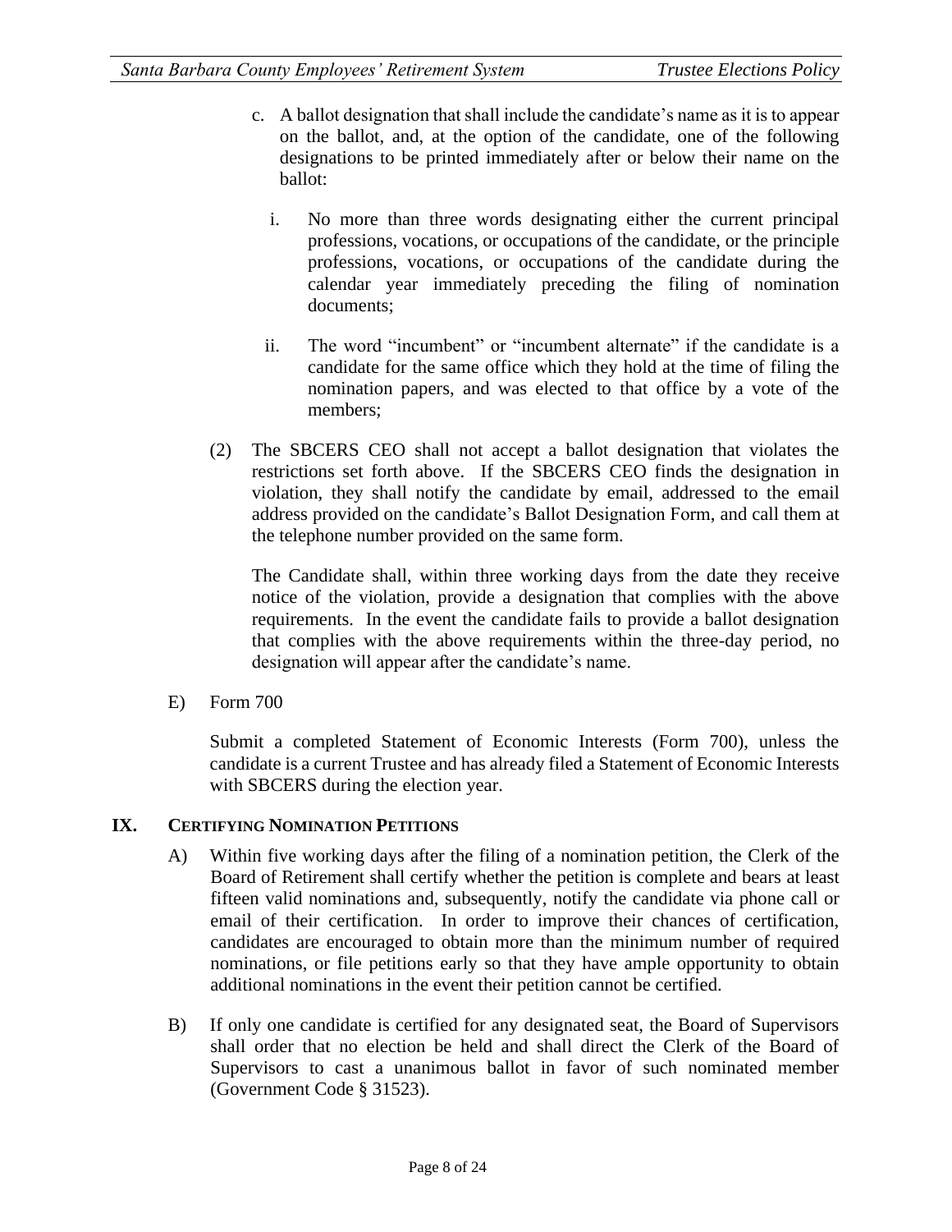c. A ballot designation that shall include the candidate's name as it is to appear on the ballot, and, at the option of the candidate, one of the following designations to be printed immediately after or below their name on the ballot:

   i. No more than three words designating either the current principal professions, vocations, or occupations of the candidate, or the principle professions, vocations, or occupations of the candidate during the calendar year immediately preceding the filing of nomination documents;

   ii. The word "incumbent" or "incumbent alternate" if the candidate is a candidate for the same office which they hold at the time of filing the nomination papers, and was elected to that office by a vote of the members;

(2) The SBCERS CEO shall not accept a ballot designation that violates the restrictions set forth above. If the SBCERS CEO finds the designation in violation, they shall notify the candidate by email, addressed to the email address provided on the candidate's Ballot Designation Form, and call them at the telephone number provided on the same form.

The Candidate shall, within three working days from the date they receive notice of the violation, provide a designation that complies with the above requirements. In the event the candidate fails to provide a ballot designation that complies with the above requirements within the three-day period, no designation will appear after the candidate's name.

E) Form 700

Submit a completed Statement of Economic Interests (Form 700), unless the candidate is a current Trustee and has already filed a Statement of Economic Interests with SBCERS during the election year.

## IX. Certifying Nomination Petitions

A) Within five working days after the filing of a nomination petition, the Clerk of the Board of Retirement shall certify whether the petition is complete and bears at least fifteen valid nominations and, subsequently, notify the candidate via phone call or email of their certification. In order to improve their chances of certification, candidates are encouraged to obtain more than the minimum number of required nominations, or file petitions early so that they have ample opportunity to obtain additional nominations in the event their petition cannot be certified.

B) If only one candidate is certified for any designated seat, the Board of Supervisors shall order that no election be held and shall direct the Clerk of the Board of Supervisors to cast a unanimous ballot in favor of such nominated member (Government Code § 31523).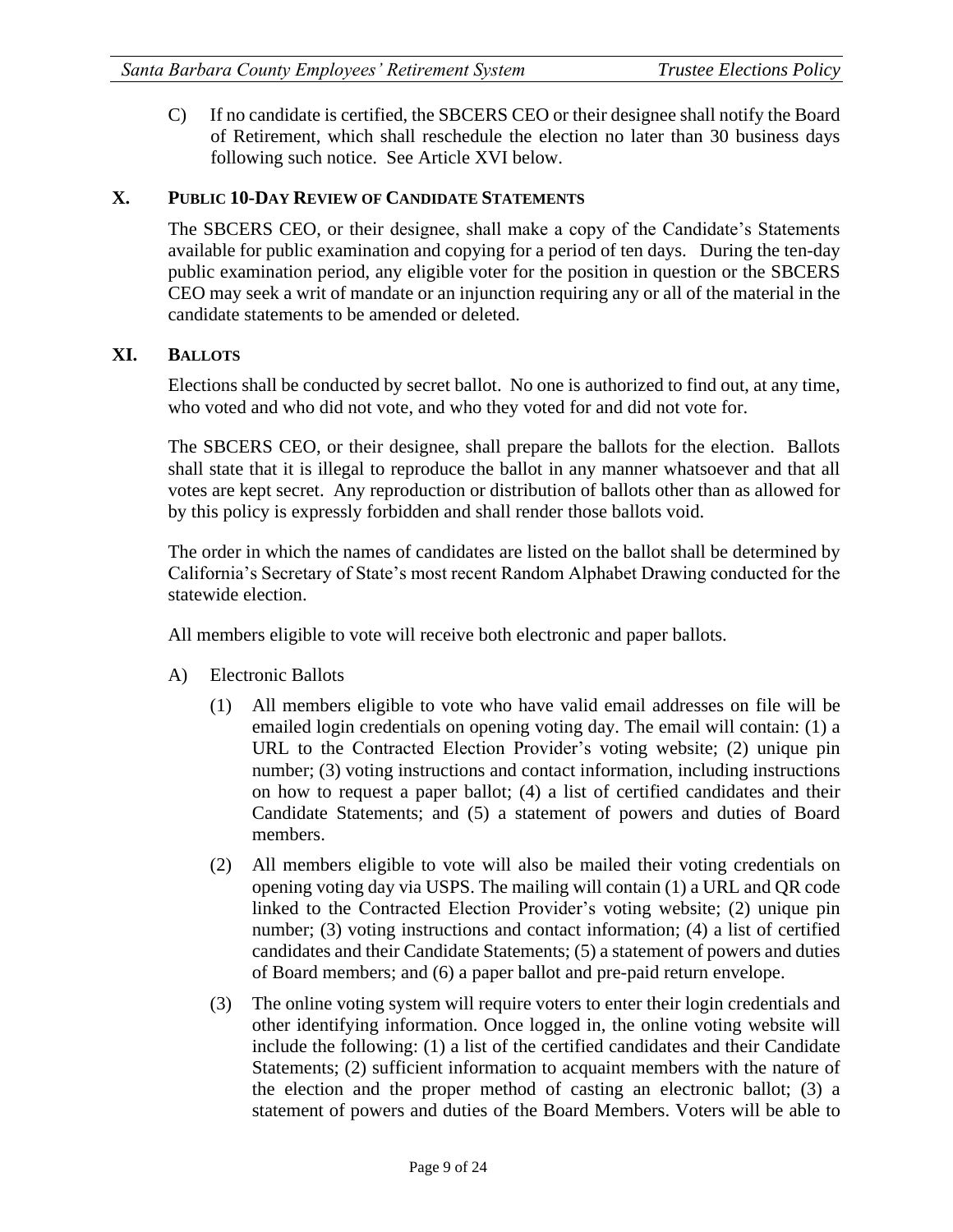C) If no candidate is certified, the SBCERS CEO or their designee shall notify the Board of Retirement, which shall reschedule the election no later than 30 business days following such notice. See Article XVI below.

## X. PUBLIC 10-DAY REVIEW OF CANDIDATE STATEMENTS

The SBCERS CEO, or their designee, shall make a copy of the Candidate's Statements available for public examination and copying for a period of ten days. During the ten-day public examination period, any eligible voter for the position in question or the SBCERS CEO may seek a writ of mandate or an injunction requiring any or all of the material in the candidate statements to be amended or deleted.

## XI. BALLOTS

Elections shall be conducted by secret ballot. No one is authorized to find out, at any time, who voted and who did not vote, and who they voted for and did not vote for.

The SBCERS CEO, or their designee, shall prepare the ballots for the election. Ballots shall state that it is illegal to reproduce the ballot in any manner whatsoever and that all votes are kept secret. Any reproduction or distribution of ballots other than as allowed for by this policy is expressly forbidden and shall render those ballots void.

The order in which the names of candidates are listed on the ballot shall be determined by California's Secretary of State's most recent Random Alphabet Drawing conducted for the statewide election.

All members eligible to vote will receive both electronic and paper ballots.

A) Electronic Ballots

(1) All members eligible to vote who have valid email addresses on file will be emailed login credentials on opening voting day. The email will contain: (1) a URL to the Contracted Election Provider's voting website; (2) unique pin number; (3) voting instructions and contact information, including instructions on how to request a paper ballot; (4) a list of certified candidates and their Candidate Statements; and (5) a statement of powers and duties of Board members.

(2) All members eligible to vote will also be mailed their voting credentials on opening voting day via USPS. The mailing will contain (1) a URL and QR code linked to the Contracted Election Provider's voting website; (2) unique pin number; (3) voting instructions and contact information; (4) a list of certified candidates and their Candidate Statements; (5) a statement of powers and duties of Board members; and (6) a paper ballot and pre-paid return envelope.

(3) The online voting system will require voters to enter their login credentials and other identifying information. Once logged in, the online voting website will include the following: (1) a list of the certified candidates and their Candidate Statements; (2) sufficient information to acquaint members with the nature of the election and the proper method of casting an electronic ballot; (3) a statement of powers and duties of the Board Members. Voters will be able to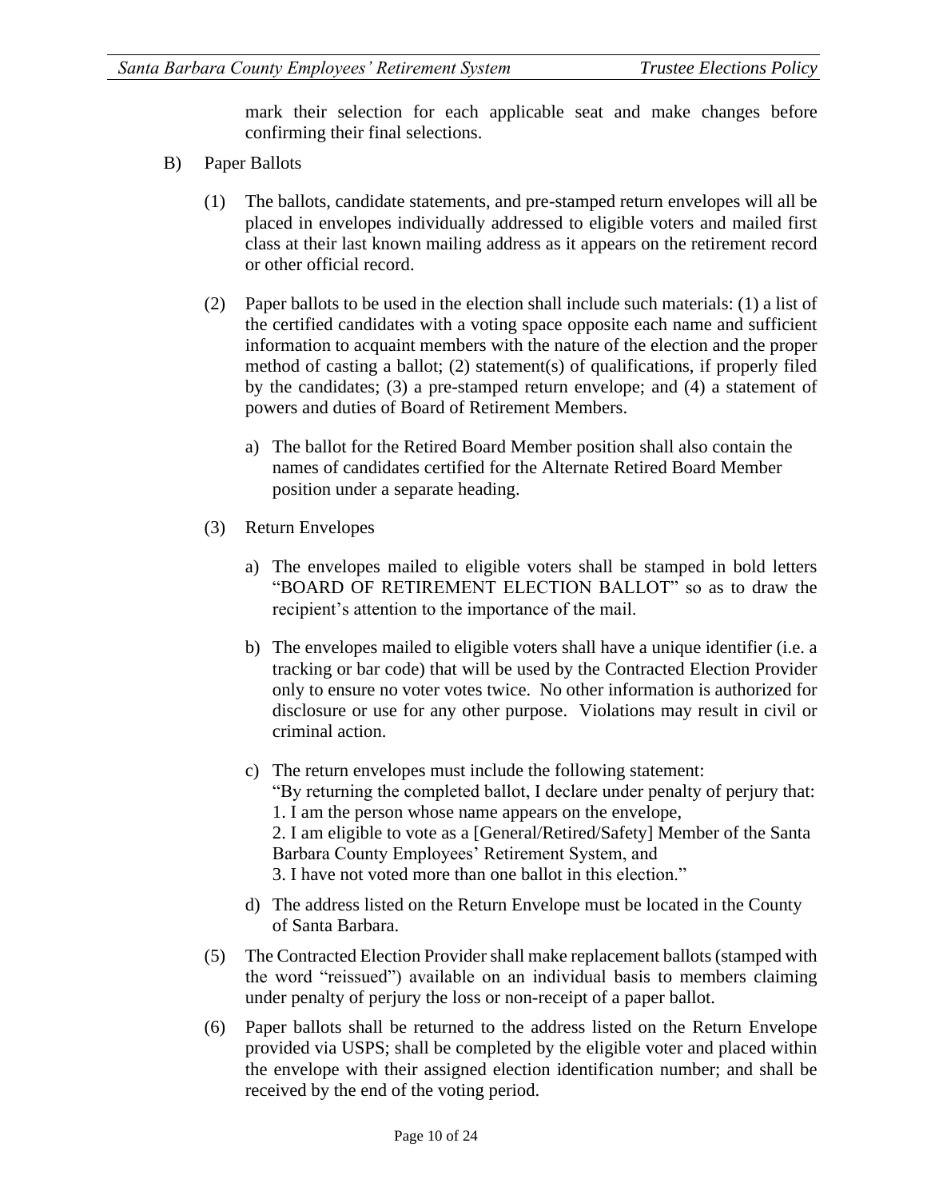mark their selection for each applicable seat and make changes before confirming their final selections.

B) Paper Ballots

(1) The ballots, candidate statements, and pre-stamped return envelopes will all be placed in envelopes individually addressed to eligible voters and mailed first class at their last known mailing address as it appears on the retirement record or other official record.

(2) Paper ballots to be used in the election shall include such materials: (1) a list of the certified candidates with a voting space opposite each name and sufficient information to acquaint members with the nature of the election and the proper method of casting a ballot; (2) statement(s) of qualifications, if properly filed by the candidates; (3) a pre-stamped return envelope; and (4) a statement of powers and duties of Board of Retirement Members.

   a) The ballot for the Retired Board Member position shall also contain the names of candidates certified for the Alternate Retired Board Member position under a separate heading.

(3) Return Envelopes

   a) The envelopes mailed to eligible voters shall be stamped in bold letters "BOARD OF RETIREMENT ELECTION BALLOT" so as to draw the recipient's attention to the importance of the mail.

   b) The envelopes mailed to eligible voters shall have a unique identifier (i.e. a tracking or bar code) that will be used by the Contracted Election Provider only to ensure no voter votes twice. No other information is authorized for disclosure or use for any other purpose. Violations may result in civil or criminal action.

   c) The return envelopes must include the following statement:
   "By returning the completed ballot, I declare under penalty of perjury that:
   1. I am the person whose name appears on the envelope,
   2. I am eligible to vote as a [General/Retired/Safety] Member of the Santa Barbara County Employees' Retirement System, and
   3. I have not voted more than one ballot in this election."

   d) The address listed on the Return Envelope must be located in the County of Santa Barbara.

(5) The Contracted Election Provider shall make replacement ballots (stamped with the word "reissued") available on an individual basis to members claiming under penalty of perjury the loss or non-receipt of a paper ballot.

(6) Paper ballots shall be returned to the address listed on the Return Envelope provided via USPS; shall be completed by the eligible voter and placed within the envelope with their assigned election identification number; and shall be received by the end of the voting period.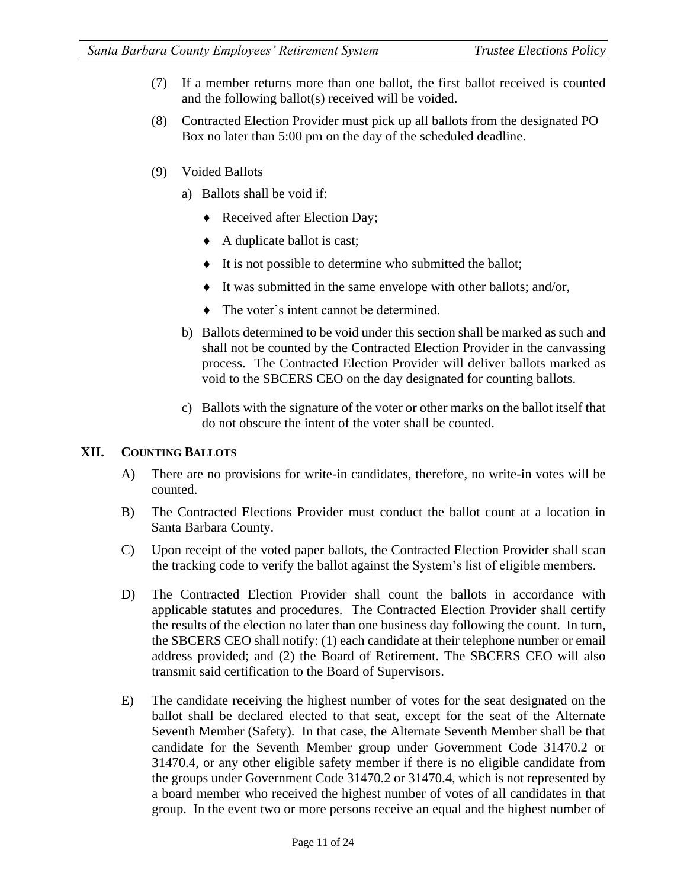(7) If a member returns more than one ballot, the first ballot received is counted and the following ballot(s) received will be voided.

(8) Contracted Election Provider must pick up all ballots from the designated PO Box no later than 5:00 pm on the day of the scheduled deadline.

(9) Voided Ballots

a) Ballots shall be void if:

- Received after Election Day;
- A duplicate ballot is cast;
- It is not possible to determine who submitted the ballot;
- It was submitted in the same envelope with other ballots; and/or,
- The voter's intent cannot be determined.

b) Ballots determined to be void under this section shall be marked as such and shall not be counted by the Contracted Election Provider in the canvassing process. The Contracted Election Provider will deliver ballots marked as void to the SBCERS CEO on the day designated for counting ballots.

c) Ballots with the signature of the voter or other marks on the ballot itself that do not obscure the intent of the voter shall be counted.

## XII. Counting Ballots

A) There are no provisions for write-in candidates, therefore, no write-in votes will be counted.

B) The Contracted Elections Provider must conduct the ballot count at a location in Santa Barbara County.

C) Upon receipt of the voted paper ballots, the Contracted Election Provider shall scan the tracking code to verify the ballot against the System's list of eligible members.

D) The Contracted Election Provider shall count the ballots in accordance with applicable statutes and procedures. The Contracted Election Provider shall certify the results of the election no later than one business day following the count. In turn, the SBCERS CEO shall notify: (1) each candidate at their telephone number or email address provided; and (2) the Board of Retirement. The SBCERS CEO will also transmit said certification to the Board of Supervisors.

E) The candidate receiving the highest number of votes for the seat designated on the ballot shall be declared elected to that seat, except for the seat of the Alternate Seventh Member (Safety). In that case, the Alternate Seventh Member shall be that candidate for the Seventh Member group under Government Code 31470.2 or 31470.4, or any other eligible safety member if there is no eligible candidate from the groups under Government Code 31470.2 or 31470.4, which is not represented by a board member who received the highest number of votes of all candidates in that group. In the event two or more persons receive an equal and the highest number of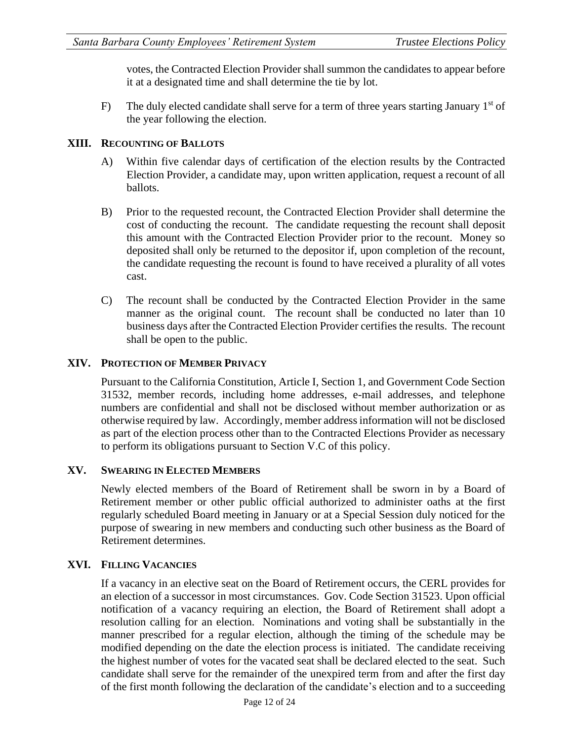votes, the Contracted Election Provider shall summon the candidates to appear before it at a designated time and shall determine the tie by lot.

F) The duly elected candidate shall serve for a term of three years starting January 1st of the year following the election.

## XIII. Recounting of Ballots

A) Within five calendar days of certification of the election results by the Contracted Election Provider, a candidate may, upon written application, request a recount of all ballots.

B) Prior to the requested recount, the Contracted Election Provider shall determine the cost of conducting the recount. The candidate requesting the recount shall deposit this amount with the Contracted Election Provider prior to the recount. Money so deposited shall only be returned to the depositor if, upon completion of the recount, the candidate requesting the recount is found to have received a plurality of all votes cast.

C) The recount shall be conducted by the Contracted Election Provider in the same manner as the original count. The recount shall be conducted no later than 10 business days after the Contracted Election Provider certifies the results. The recount shall be open to the public.

## XIV. Protection of Member Privacy

Pursuant to the California Constitution, Article I, Section 1, and Government Code Section 31532, member records, including home addresses, e-mail addresses, and telephone numbers are confidential and shall not be disclosed without member authorization or as otherwise required by law. Accordingly, member address information will not be disclosed as part of the election process other than to the Contracted Elections Provider as necessary to perform its obligations pursuant to Section V.C of this policy.

## XV. Swearing in Elected Members

Newly elected members of the Board of Retirement shall be sworn in by a Board of Retirement member or other public official authorized to administer oaths at the first regularly scheduled Board meeting in January or at a Special Session duly noticed for the purpose of swearing in new members and conducting such other business as the Board of Retirement determines.

## XVI. Filling Vacancies

If a vacancy in an elective seat on the Board of Retirement occurs, the CERL provides for an election of a successor in most circumstances. Gov. Code Section 31523. Upon official notification of a vacancy requiring an election, the Board of Retirement shall adopt a resolution calling for an election. Nominations and voting shall be substantially in the manner prescribed for a regular election, although the timing of the schedule may be modified depending on the date the election process is initiated. The candidate receiving the highest number of votes for the vacated seat shall be declared elected to the seat. Such candidate shall serve for the remainder of the unexpired term from and after the first day of the first month following the declaration of the candidate's election and to a succeeding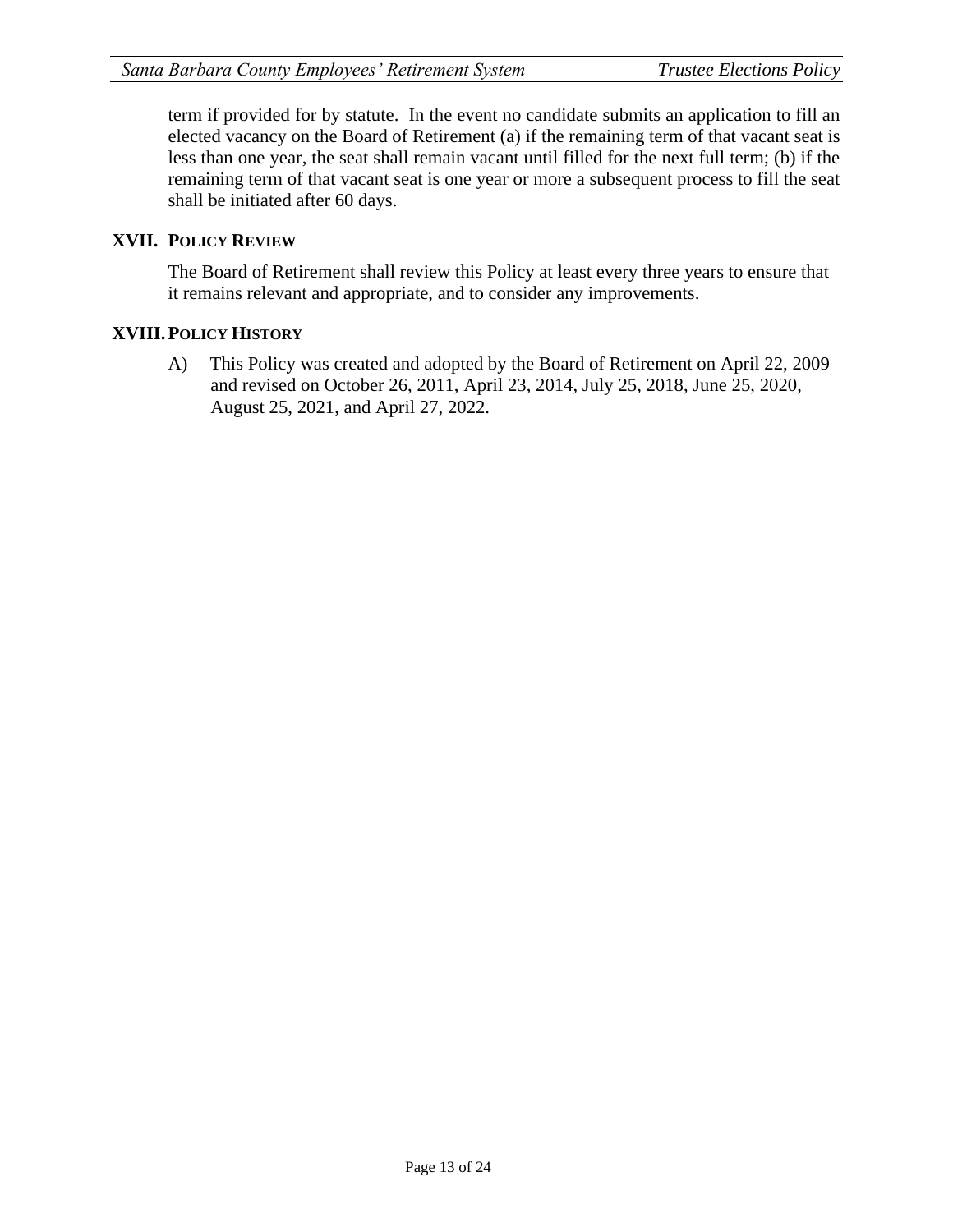term if provided for by statute. In the event no candidate submits an application to fill an elected vacancy on the Board of Retirement (a) if the remaining term of that vacant seat is less than one year, the seat shall remain vacant until filled for the next full term; (b) if the remaining term of that vacant seat is one year or more a subsequent process to fill the seat shall be initiated after 60 days.

## XVII. POLICY REVIEW

The Board of Retirement shall review this Policy at least every three years to ensure that it remains relevant and appropriate, and to consider any improvements.

## XVIII. POLICY HISTORY

A) This Policy was created and adopted by the Board of Retirement on April 22, 2009 and revised on October 26, 2011, April 23, 2014, July 25, 2018, June 25, 2020, August 25, 2021, and April 27, 2022.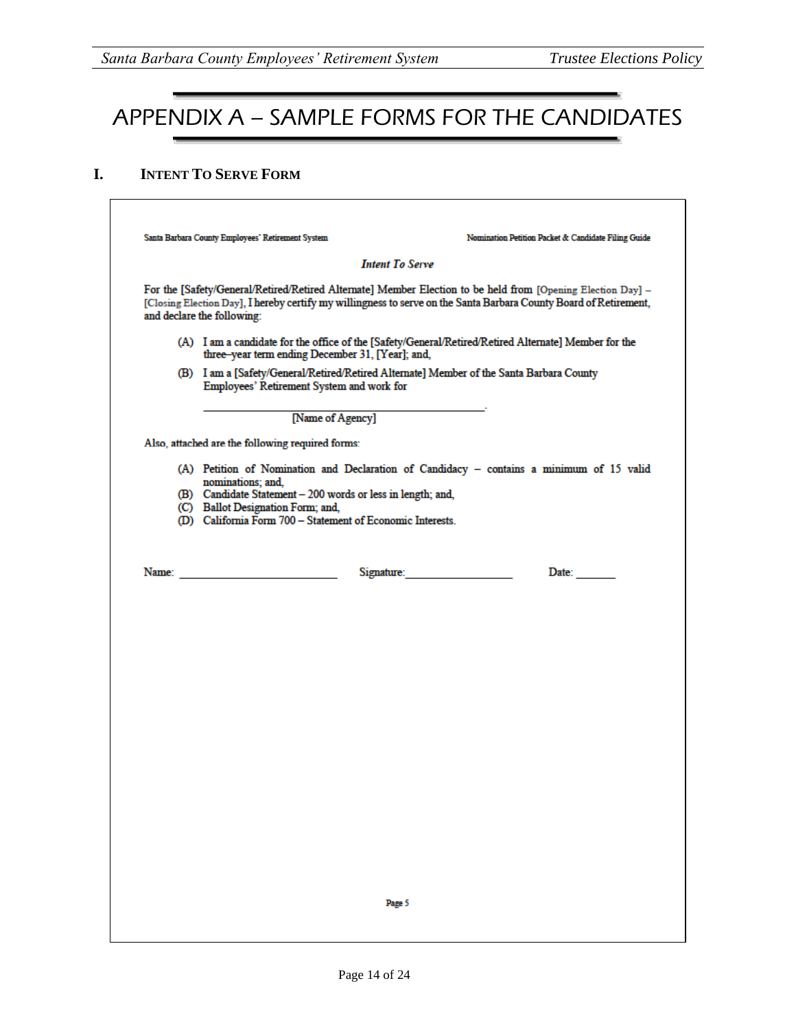# APPENDIX A – SAMPLE FORMS FOR THE CANDIDATES

## I. INTENT TO SERVE FORM

Santa Barbara County Employees' Retirement System — Nomination Petition Packet & Candidate Filing Guide

***Intent To Serve***

For the [Safety/General/Retired/Retired Alternate] Member Election to be held from [Opening Election Day] – [Closing Election Day], I hereby certify my willingness to serve on the Santa Barbara County Board of Retirement, and declare the following:

(A) I am a candidate for the office of the [Safety/General/Retired/Retired Alternate] Member for the three–year term ending December 31, [Year]; and,

(B) I am a [Safety/General/Retired/Retired Alternate] Member of the Santa Barbara County Employees' Retirement System and work for

_______________________________________.
[Name of Agency]

Also, attached are the following required forms:

(A) Petition of Nomination and Declaration of Candidacy – contains a minimum of 15 valid nominations; and,
(B) Candidate Statement – 200 words or less in length; and,
(C) Ballot Designation Form; and,
(D) California Form 700 – Statement of Economic Interests.

Name: ___________________________ Signature:__________________ Date: _______

Page 5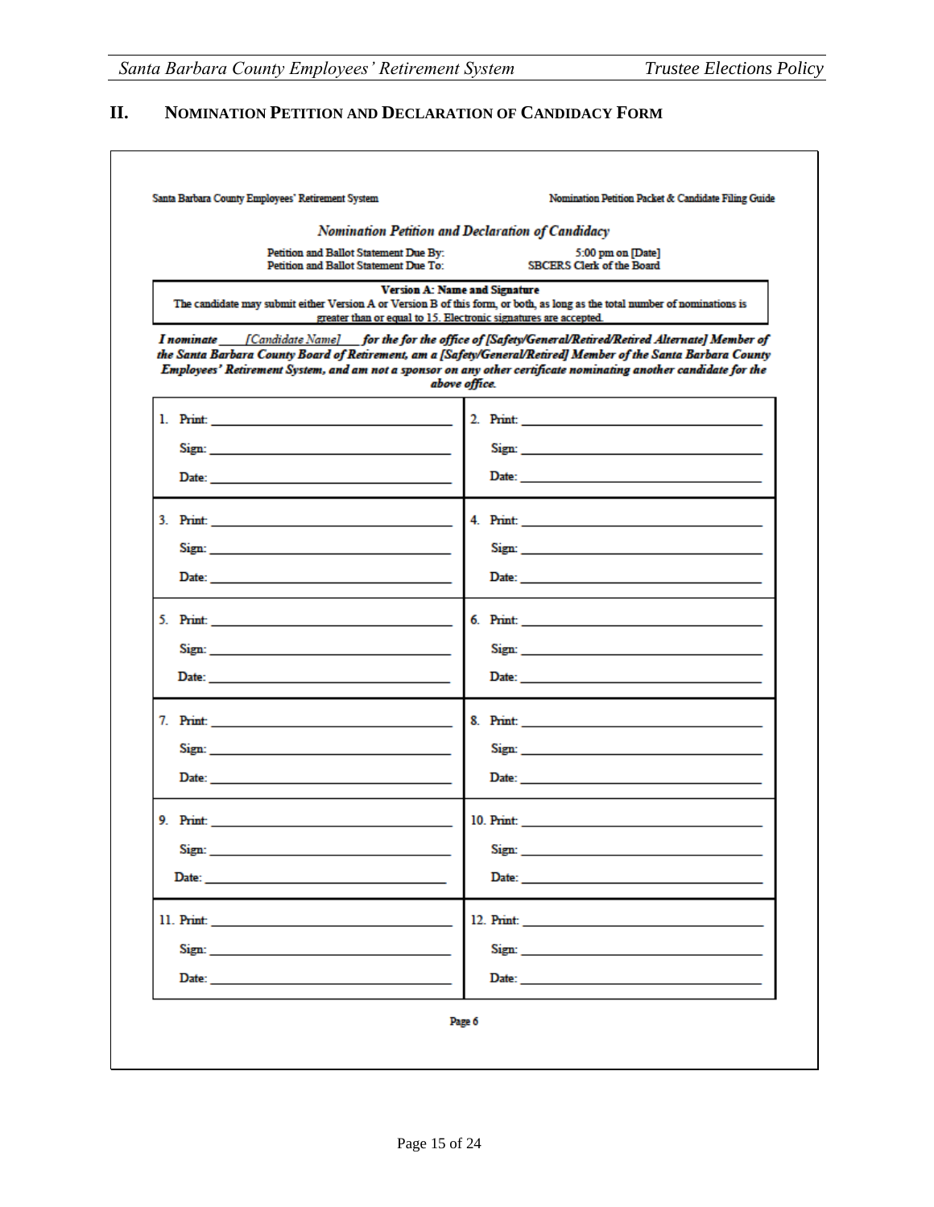## II. NOMINATION PETITION AND DECLARATION OF CANDIDACY FORM

Santa Barbara County Employees' Retirement System — Nomination Petition Packet & Candidate Filing Guide

### *Nomination Petition and Declaration of Candidacy*

| | |
|---|---|
| Petition and Ballot Statement Due By: | 5:00 pm on [Date] |
| Petition and Ballot Statement Due To: | SBCERS Clerk of the Board |

**Version A: Name and Signature**
The candidate may submit either Version A or Version B of this form, or both, as long as the total number of nominations is greater than or equal to 15. Electronic signatures are accepted.

***I nominate \_\_\_\_*[Candidate Name]*\_\_\_ for the for the office of [Safety/General/Retired/Retired Alternate] Member of the Santa Barbara County Board of Retirement, am a [Safety/General/Retired] Member of the Santa Barbara County Employees' Retirement System, and am not a sponsor on any other certificate nominating another candidate for the above office.***

| | |
|---|---|
| 1. Print: \_\_\_\_\_\_\_\_\_\_<br>Sign: \_\_\_\_\_\_\_\_\_\_<br>Date: \_\_\_\_\_\_\_\_\_\_ | 2. Print: \_\_\_\_\_\_\_\_\_\_<br>Sign: \_\_\_\_\_\_\_\_\_\_<br>Date: \_\_\_\_\_\_\_\_\_\_ |
| 3. Print: \_\_\_\_\_\_\_\_\_\_<br>Sign: \_\_\_\_\_\_\_\_\_\_<br>Date: \_\_\_\_\_\_\_\_\_\_ | 4. Print: \_\_\_\_\_\_\_\_\_\_<br>Sign: \_\_\_\_\_\_\_\_\_\_<br>Date: \_\_\_\_\_\_\_\_\_\_ |
| 5. Print: \_\_\_\_\_\_\_\_\_\_<br>Sign: \_\_\_\_\_\_\_\_\_\_<br>Date: \_\_\_\_\_\_\_\_\_\_ | 6. Print: \_\_\_\_\_\_\_\_\_\_<br>Sign: \_\_\_\_\_\_\_\_\_\_<br>Date: \_\_\_\_\_\_\_\_\_\_ |
| 7. Print: \_\_\_\_\_\_\_\_\_\_<br>Sign: \_\_\_\_\_\_\_\_\_\_<br>Date: \_\_\_\_\_\_\_\_\_\_ | 8. Print: \_\_\_\_\_\_\_\_\_\_<br>Sign: \_\_\_\_\_\_\_\_\_\_<br>Date: \_\_\_\_\_\_\_\_\_\_ |
| 9. Print: \_\_\_\_\_\_\_\_\_\_<br>Sign: \_\_\_\_\_\_\_\_\_\_<br>Date: \_\_\_\_\_\_\_\_\_\_ | 10. Print: \_\_\_\_\_\_\_\_\_\_<br>Sign: \_\_\_\_\_\_\_\_\_\_<br>Date: \_\_\_\_\_\_\_\_\_\_ |
| 11. Print: \_\_\_\_\_\_\_\_\_\_<br>Sign: \_\_\_\_\_\_\_\_\_\_<br>Date: \_\_\_\_\_\_\_\_\_\_ | 12. Print: \_\_\_\_\_\_\_\_\_\_<br>Sign: \_\_\_\_\_\_\_\_\_\_<br>Date: \_\_\_\_\_\_\_\_\_\_ |

Page 6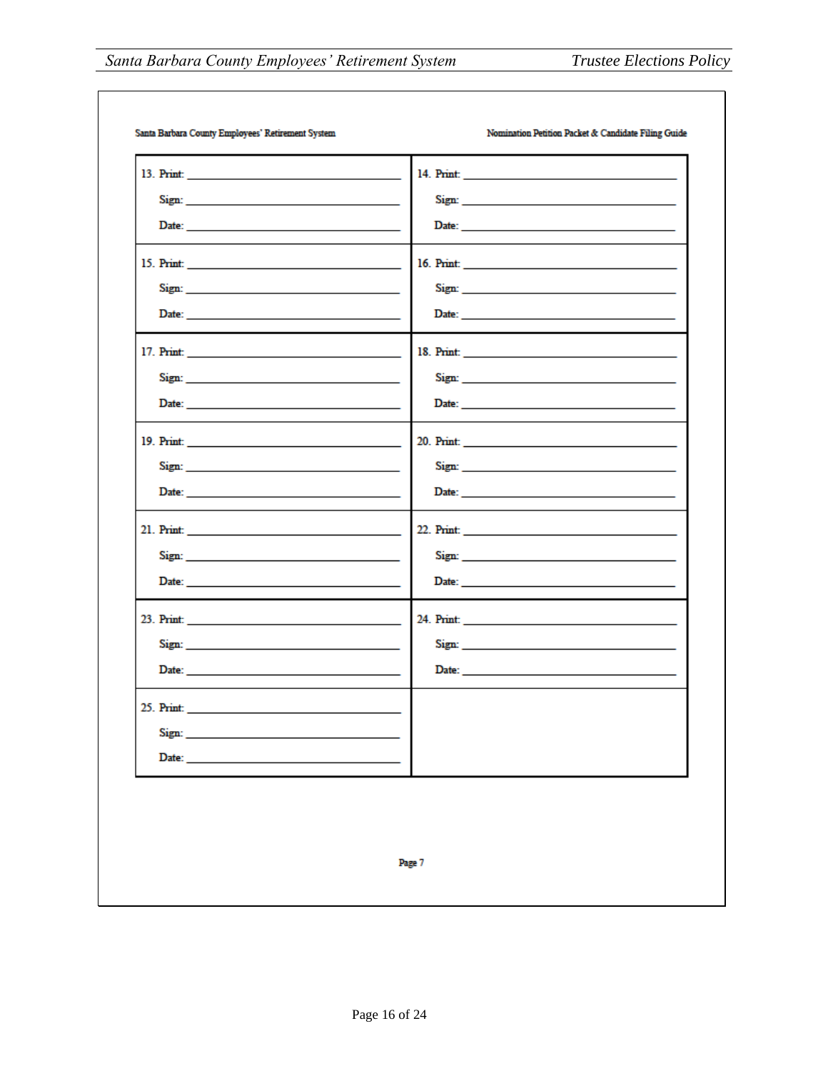Santa Barbara County Employees' Retirement System | Nomination Petition Packet & Candidate Filing Guide

| | |
|---|---|
| 13. Print: ______________________<br>Sign: ______________________<br>Date: ______________________ | 14. Print: ______________________<br>Sign: ______________________<br>Date: ______________________ |
| 15. Print: ______________________<br>Sign: ______________________<br>Date: ______________________ | 16. Print: ______________________<br>Sign: ______________________<br>Date: ______________________ |
| 17. Print: ______________________<br>Sign: ______________________<br>Date: ______________________ | 18. Print: ______________________<br>Sign: ______________________<br>Date: ______________________ |
| 19. Print: ______________________<br>Sign: ______________________<br>Date: ______________________ | 20. Print: ______________________<br>Sign: ______________________<br>Date: ______________________ |
| 21. Print: ______________________<br>Sign: ______________________<br>Date: ______________________ | 22. Print: ______________________<br>Sign: ______________________<br>Date: ______________________ |
| 23. Print: ______________________<br>Sign: ______________________<br>Date: ______________________ | 24. Print: ______________________<br>Sign: ______________________<br>Date: ______________________ |
| 25. Print: ______________________<br>Sign: ______________________<br>Date: ______________________ | |

Page 7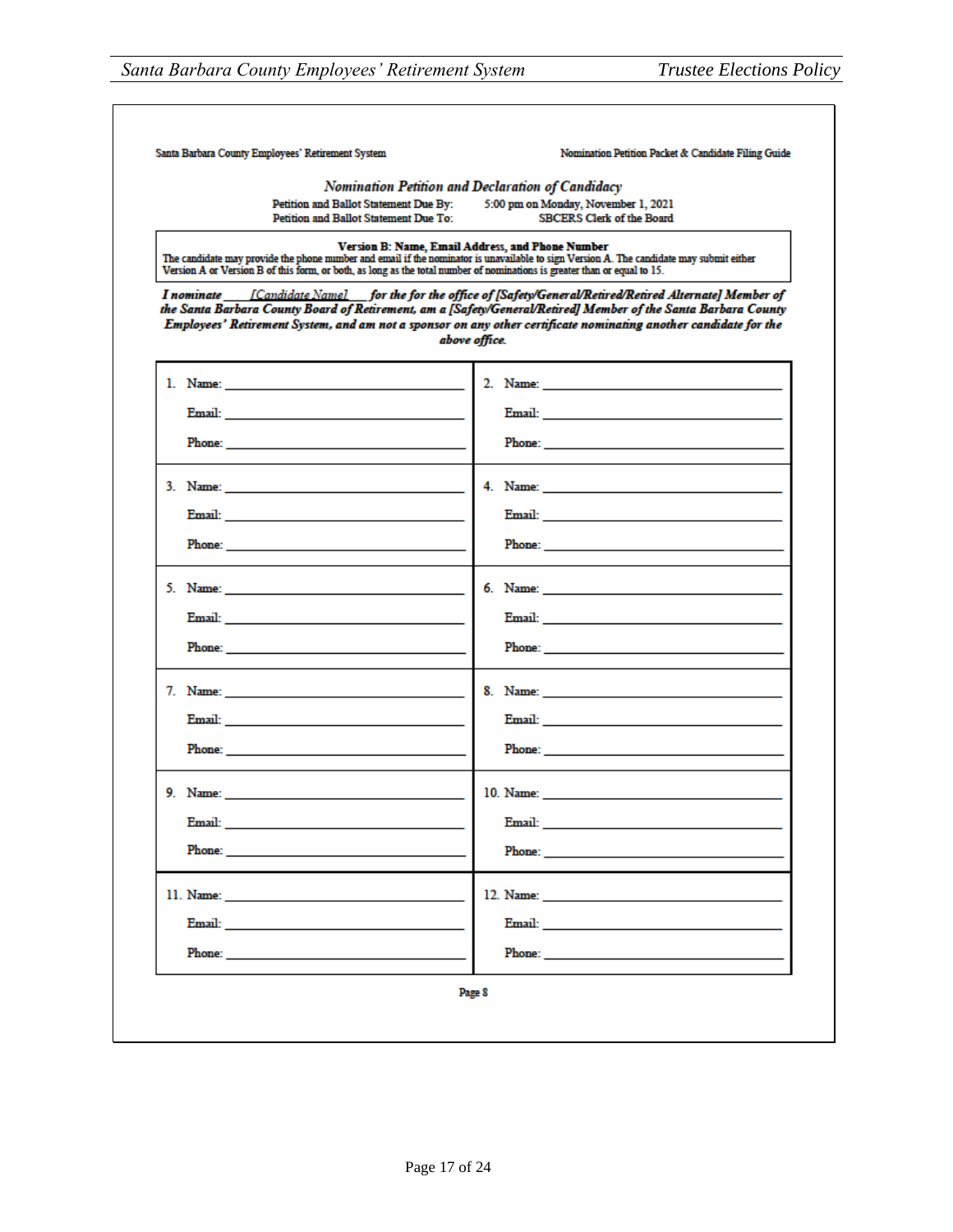Santa Barbara County Employees' Retirement System — Nomination Petition Packet & Candidate Filing Guide

*Nomination Petition and Declaration of Candidacy*

Petition and Ballot Statement Due By: 5:00 pm on Monday, November 1, 2021
Petition and Ballot Statement Due To: SBCERS Clerk of the Board

**Version B: Name, Email Address, and Phone Number**
The candidate may provide the phone number and email if the nominator is unavailable to sign Version A. The candidate may submit either Version A or Version B of this form, or both, as long as the total number of nominations is greater than or equal to 15.

***I nominate \_\_\_\_ [Candidate Name] \_\_\_\_ for the for the office of [Safety/General/Retired/Retired Alternate] Member of the Santa Barbara County Board of Retirement, am a [Safety/General/Retired] Member of the Santa Barbara County Employees' Retirement System, and am not a sponsor on any other certificate nominating another candidate for the above office.***

| | |
|---|---|
| 1. Name: \_\_\_\_\_\_\_\_<br>Email: \_\_\_\_\_\_\_\_<br>Phone: \_\_\_\_\_\_\_\_ | 2. Name: \_\_\_\_\_\_\_\_<br>Email: \_\_\_\_\_\_\_\_<br>Phone: \_\_\_\_\_\_\_\_ |
| 3. Name: \_\_\_\_\_\_\_\_<br>Email: \_\_\_\_\_\_\_\_<br>Phone: \_\_\_\_\_\_\_\_ | 4. Name: \_\_\_\_\_\_\_\_<br>Email: \_\_\_\_\_\_\_\_<br>Phone: \_\_\_\_\_\_\_\_ |
| 5. Name: \_\_\_\_\_\_\_\_<br>Email: \_\_\_\_\_\_\_\_<br>Phone: \_\_\_\_\_\_\_\_ | 6. Name: \_\_\_\_\_\_\_\_<br>Email: \_\_\_\_\_\_\_\_<br>Phone: \_\_\_\_\_\_\_\_ |
| 7. Name: \_\_\_\_\_\_\_\_<br>Email: \_\_\_\_\_\_\_\_<br>Phone: \_\_\_\_\_\_\_\_ | 8. Name: \_\_\_\_\_\_\_\_<br>Email: \_\_\_\_\_\_\_\_<br>Phone: \_\_\_\_\_\_\_\_ |
| 9. Name: \_\_\_\_\_\_\_\_<br>Email: \_\_\_\_\_\_\_\_<br>Phone: \_\_\_\_\_\_\_\_ | 10. Name: \_\_\_\_\_\_\_\_<br>Email: \_\_\_\_\_\_\_\_<br>Phone: \_\_\_\_\_\_\_\_ |
| 11. Name: \_\_\_\_\_\_\_\_<br>Email: \_\_\_\_\_\_\_\_<br>Phone: \_\_\_\_\_\_\_\_ | 12. Name: \_\_\_\_\_\_\_\_<br>Email: \_\_\_\_\_\_\_\_<br>Phone: \_\_\_\_\_\_\_\_ |

Page 8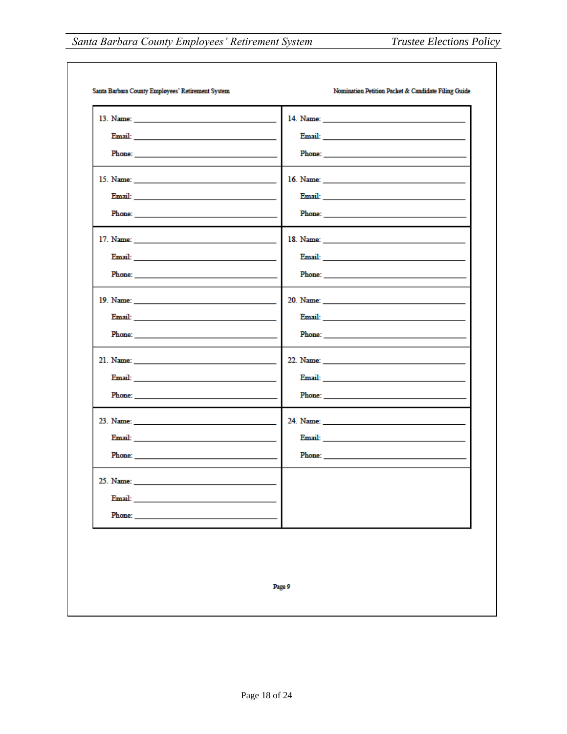Santa Barbara County Employees' Retirement System

Nomination Petition Packet & Candidate Filing Guide

| | |
|---|---|
| 13. Name: \_\_\_\_\_\_\_\_\_\_\_\_\_\_\_\_ <br> Email: \_\_\_\_\_\_\_\_\_\_\_\_\_\_\_\_ <br> Phone: \_\_\_\_\_\_\_\_\_\_\_\_\_\_\_\_ | 14. Name: \_\_\_\_\_\_\_\_\_\_\_\_\_\_\_\_ <br> Email: \_\_\_\_\_\_\_\_\_\_\_\_\_\_\_\_ <br> Phone: \_\_\_\_\_\_\_\_\_\_\_\_\_\_\_\_ |
| 15. Name: \_\_\_\_\_\_\_\_\_\_\_\_\_\_\_\_ <br> Email: \_\_\_\_\_\_\_\_\_\_\_\_\_\_\_\_ <br> Phone: \_\_\_\_\_\_\_\_\_\_\_\_\_\_\_\_ | 16. Name: \_\_\_\_\_\_\_\_\_\_\_\_\_\_\_\_ <br> Email: \_\_\_\_\_\_\_\_\_\_\_\_\_\_\_\_ <br> Phone: \_\_\_\_\_\_\_\_\_\_\_\_\_\_\_\_ |
| 17. Name: \_\_\_\_\_\_\_\_\_\_\_\_\_\_\_\_ <br> Email: \_\_\_\_\_\_\_\_\_\_\_\_\_\_\_\_ <br> Phone: \_\_\_\_\_\_\_\_\_\_\_\_\_\_\_\_ | 18. Name: \_\_\_\_\_\_\_\_\_\_\_\_\_\_\_\_ <br> Email: \_\_\_\_\_\_\_\_\_\_\_\_\_\_\_\_ <br> Phone: \_\_\_\_\_\_\_\_\_\_\_\_\_\_\_\_ |
| 19. Name: \_\_\_\_\_\_\_\_\_\_\_\_\_\_\_\_ <br> Email: \_\_\_\_\_\_\_\_\_\_\_\_\_\_\_\_ <br> Phone: \_\_\_\_\_\_\_\_\_\_\_\_\_\_\_\_ | 20. Name: \_\_\_\_\_\_\_\_\_\_\_\_\_\_\_\_ <br> Email: \_\_\_\_\_\_\_\_\_\_\_\_\_\_\_\_ <br> Phone: \_\_\_\_\_\_\_\_\_\_\_\_\_\_\_\_ |
| 21. Name: \_\_\_\_\_\_\_\_\_\_\_\_\_\_\_\_ <br> Email: \_\_\_\_\_\_\_\_\_\_\_\_\_\_\_\_ <br> Phone: \_\_\_\_\_\_\_\_\_\_\_\_\_\_\_\_ | 22. Name: \_\_\_\_\_\_\_\_\_\_\_\_\_\_\_\_ <br> Email: \_\_\_\_\_\_\_\_\_\_\_\_\_\_\_\_ <br> Phone: \_\_\_\_\_\_\_\_\_\_\_\_\_\_\_\_ |
| 23. Name: \_\_\_\_\_\_\_\_\_\_\_\_\_\_\_\_ <br> Email: \_\_\_\_\_\_\_\_\_\_\_\_\_\_\_\_ <br> Phone: \_\_\_\_\_\_\_\_\_\_\_\_\_\_\_\_ | 24. Name: \_\_\_\_\_\_\_\_\_\_\_\_\_\_\_\_ <br> Email: \_\_\_\_\_\_\_\_\_\_\_\_\_\_\_\_ <br> Phone: \_\_\_\_\_\_\_\_\_\_\_\_\_\_\_\_ |
| 25. Name: \_\_\_\_\_\_\_\_\_\_\_\_\_\_\_\_ <br> Email: \_\_\_\_\_\_\_\_\_\_\_\_\_\_\_\_ <br> Phone: \_\_\_\_\_\_\_\_\_\_\_\_\_\_\_\_ | |

Page 9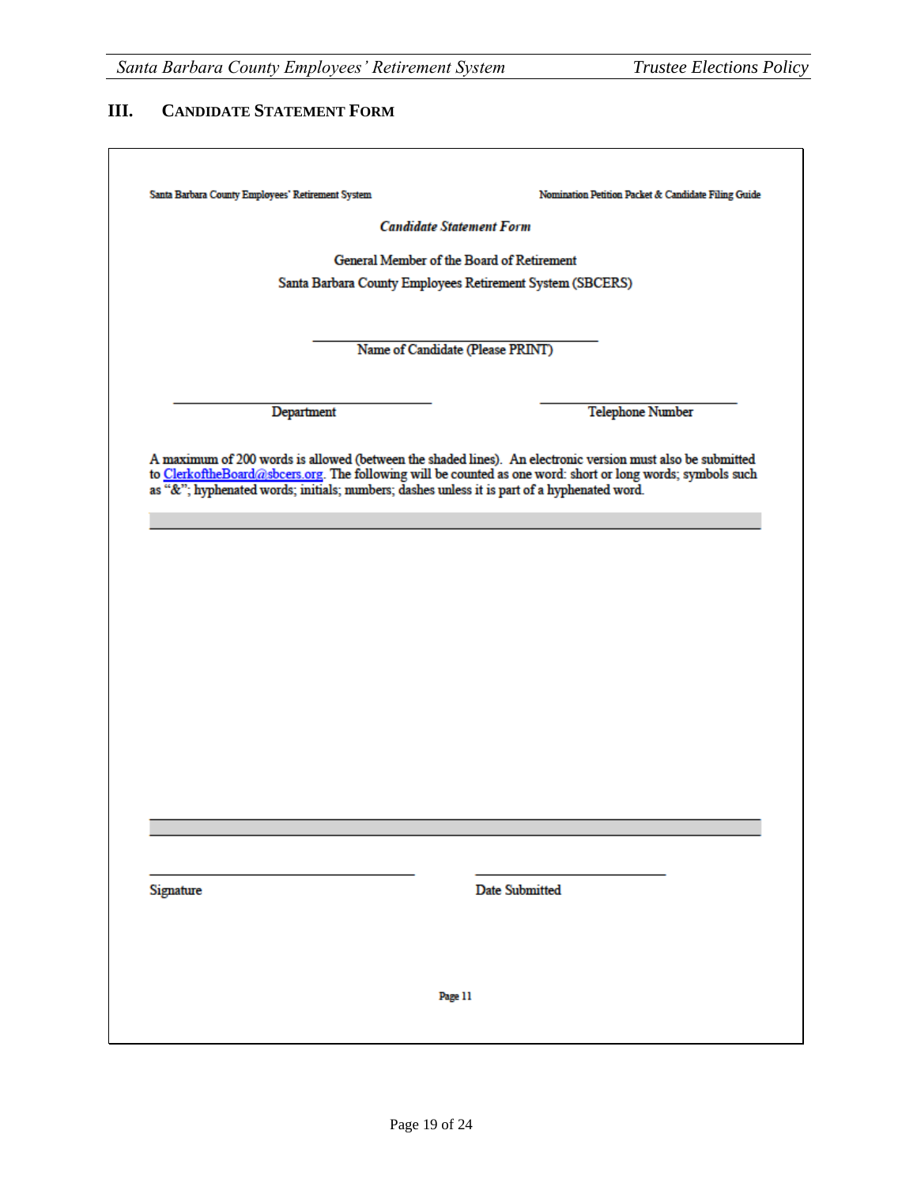## III. Candidate Statement Form

Santa Barbara County Employees' Retirement System — Nomination Petition Packet & Candidate Filing Guide

***Candidate Statement Form***

General Member of the Board of Retirement

Santa Barbara County Employees Retirement System (SBCERS)

\_\_\_\_\_\_\_\_\_\_\_\_\_\_\_\_\_\_\_\_\_\_\_\_\_\_\_\_\_\_\_\_\_\_\_\_\_\_\_\_

Name of Candidate (Please PRINT)

\_\_\_\_\_\_\_\_\_\_\_\_\_\_\_\_\_\_\_\_\_\_\_\_\_\_\_\_\_\_\_\_\_\_\_\_ &nbsp;&nbsp;&nbsp;&nbsp;&nbsp;&nbsp;&nbsp;&nbsp; \_\_\_\_\_\_\_\_\_\_\_\_\_\_\_\_\_\_\_\_\_\_\_\_\_\_\_

Department &nbsp;&nbsp;&nbsp;&nbsp;&nbsp;&nbsp;&nbsp;&nbsp;&nbsp;&nbsp;&nbsp;&nbsp;&nbsp;&nbsp;&nbsp;&nbsp;&nbsp;&nbsp;&nbsp;&nbsp;&nbsp;&nbsp;&nbsp;&nbsp;&nbsp;&nbsp;&nbsp;&nbsp;&nbsp;&nbsp;&nbsp;&nbsp;&nbsp;&nbsp; Telephone Number

A maximum of 200 words is allowed (between the shaded lines). An electronic version must also be submitted to ClerkoftheBoard@sbcers.org. The following will be counted as one word: short or long words; symbols such as "&"; hyphenated words; initials; numbers; dashes unless it is part of a hyphenated word.

---

---

\_\_\_\_\_\_\_\_\_\_\_\_\_\_\_\_\_\_\_\_\_\_\_\_\_\_\_\_\_\_\_\_\_\_\_\_ &nbsp;&nbsp;&nbsp;&nbsp;&nbsp;&nbsp;&nbsp;&nbsp; \_\_\_\_\_\_\_\_\_\_\_\_\_\_\_\_\_\_\_\_\_\_\_\_\_\_\_

Signature &nbsp;&nbsp;&nbsp;&nbsp;&nbsp;&nbsp;&nbsp;&nbsp;&nbsp;&nbsp;&nbsp;&nbsp;&nbsp;&nbsp;&nbsp;&nbsp;&nbsp;&nbsp;&nbsp;&nbsp;&nbsp;&nbsp;&nbsp;&nbsp;&nbsp;&nbsp;&nbsp;&nbsp;&nbsp;&nbsp;&nbsp;&nbsp;&nbsp;&nbsp;&nbsp;&nbsp;&nbsp;&nbsp; Date Submitted

Page 11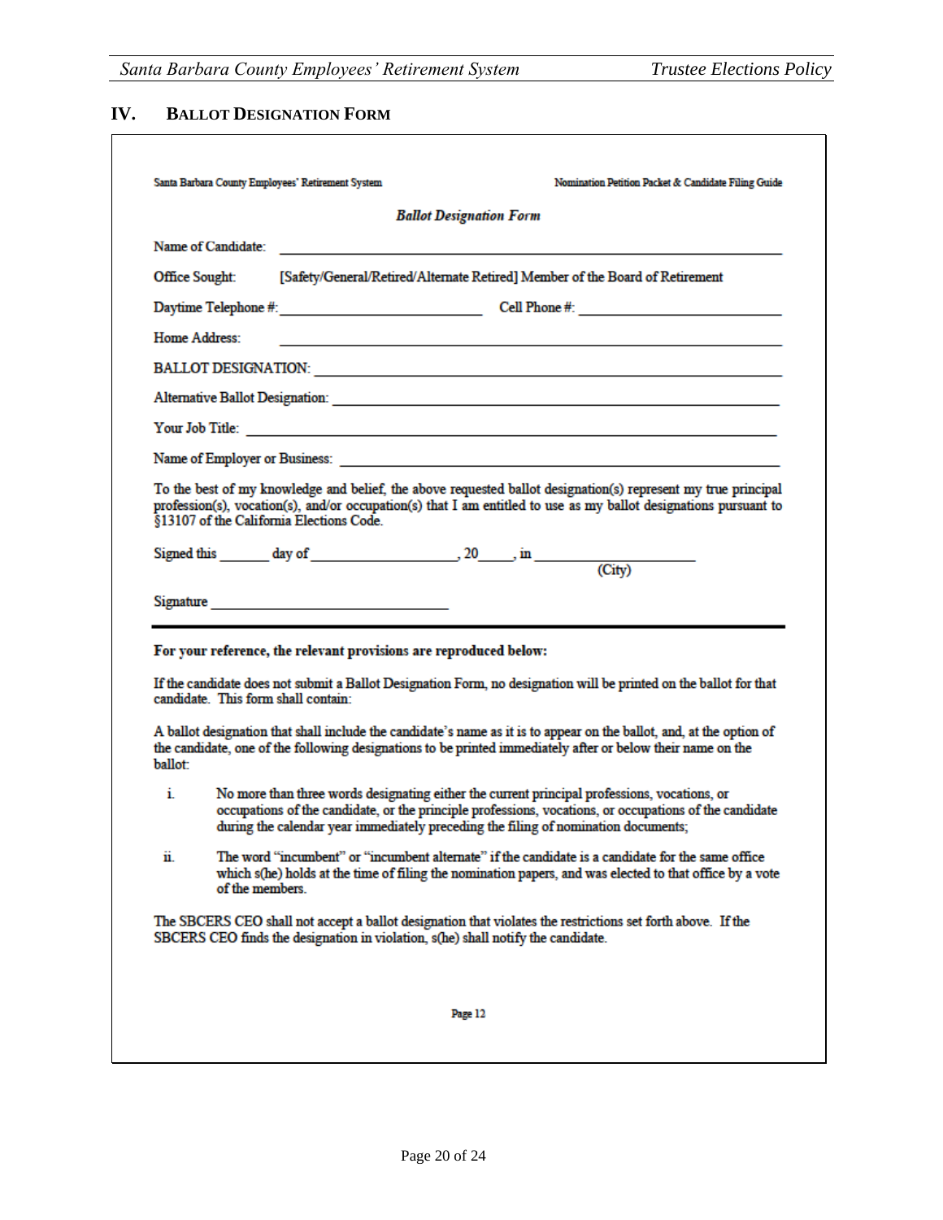## IV. BALLOT DESIGNATION FORM

Santa Barbara County Employees' Retirement System — Nomination Petition Packet & Candidate Filing Guide

***Ballot Designation Form***

Name of Candidate: ______________________________

Office Sought: [Safety/General/Retired/Alternate Retired] Member of the Board of Retirement

Daytime Telephone #: ______________________ Cell Phone #: ______________________

Home Address: ______________________________

BALLOT DESIGNATION: ______________________________

Alternative Ballot Designation: ______________________________

Your Job Title: ______________________________

Name of Employer or Business: ______________________________

To the best of my knowledge and belief, the above requested ballot designation(s) represent my true principal profession(s), vocation(s), and/or occupation(s) that I am entitled to use as my ballot designations pursuant to §13107 of the California Elections Code.

Signed this ______ day of __________________, 20____, in ____________________ (City)

Signature ______________________________

---

**For your reference, the relevant provisions are reproduced below:**

If the candidate does not submit a Ballot Designation Form, no designation will be printed on the ballot for that candidate. This form shall contain:

A ballot designation that shall include the candidate's name as it is to appear on the ballot, and, at the option of the candidate, one of the following designations to be printed immediately after or below their name on the ballot:

- i. No more than three words designating either the current principal professions, vocations, or occupations of the candidate, or the principle professions, vocations, or occupations of the candidate during the calendar year immediately preceding the filing of nomination documents;
- ii. The word "incumbent" or "incumbent alternate" if the candidate is a candidate for the same office which s(he) holds at the time of filing the nomination papers, and was elected to that office by a vote of the members.

The SBCERS CEO shall not accept a ballot designation that violates the restrictions set forth above. If the SBCERS CEO finds the designation in violation, s(he) shall notify the candidate.

Page 12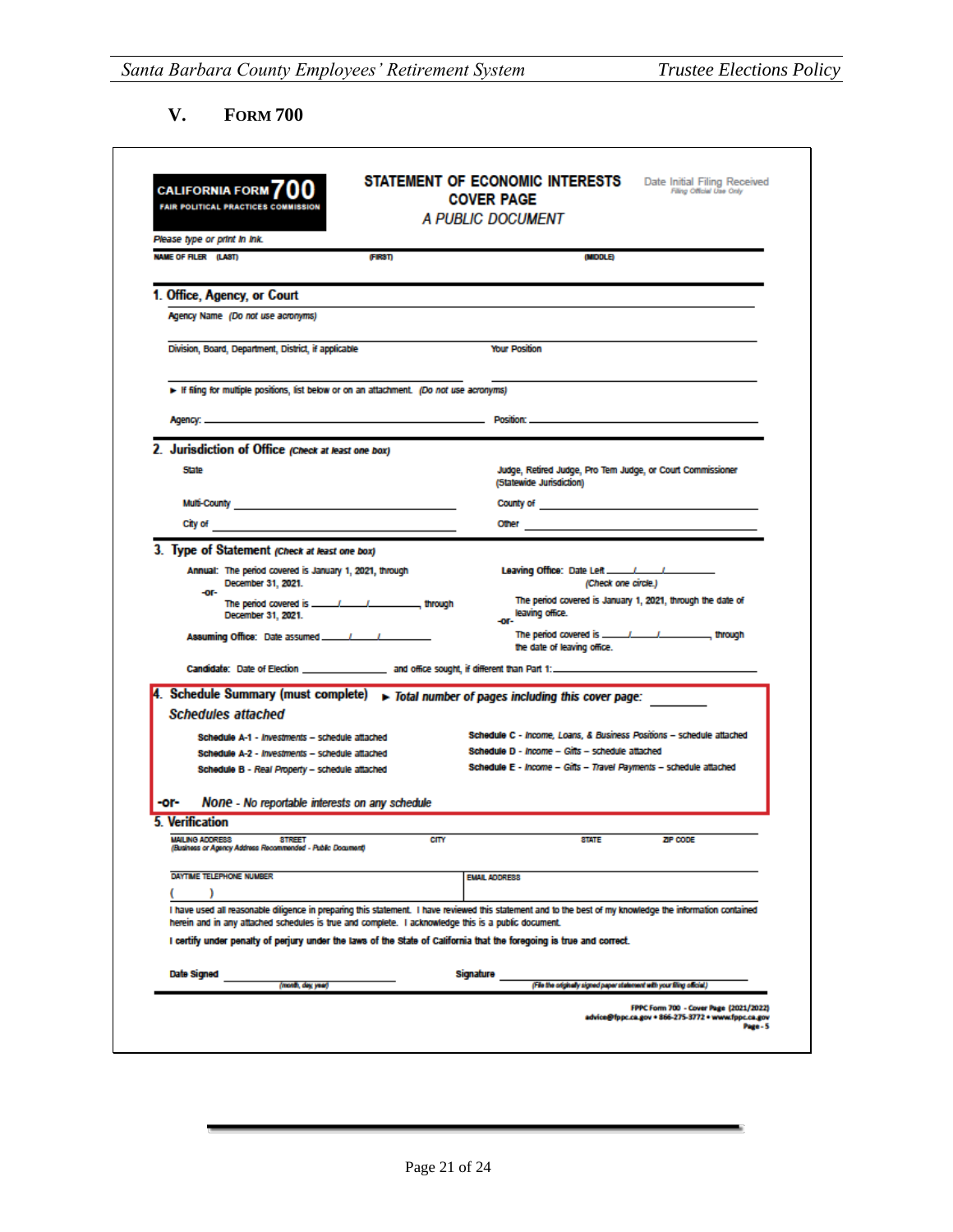## V. Form 700

**CALIFORNIA FORM 700**
**FAIR POLITICAL PRACTICES COMMISSION**

**STATEMENT OF ECONOMIC INTERESTS**
**COVER PAGE**
*A PUBLIC DOCUMENT*

Date Initial Filing Received
*Filing Official Use Only*

*Please type or print in ink.*

NAME OF FILER (LAST) (FIRST) (MIDDLE)

### 1. Office, Agency, or Court

Agency Name *(Do not use acronyms)*

Division, Board, Department, District, if applicable

Your Position

► If filing for multiple positions, list below or on an attachment. *(Do not use acronyms)*

Agency: ______________________ Position: ______________________

### 2. Jurisdiction of Office *(Check at least one box)*

- State
- Judge, Retired Judge, Pro Tem Judge, or Court Commissioner (Statewide Jurisdiction)
- Multi-County ______________________
- County of ______________________
- City of ______________________
- Other ______________________

### 3. Type of Statement *(Check at least one box)*

**Annual:** The period covered is January 1, 2021, through December 31, 2021.

-or-

The period covered is ____/____/________, through December 31, 2021.

**Assuming Office:** Date assumed ____/____/________

**Leaving Office:** Date Left ____/____/________ *(Check one circle.)*

The period covered is January 1, 2021, through the date of leaving office.

-or-

The period covered is ____/____/________, through the date of leaving office.

**Candidate:** Date of Election ______________ and office sought, if different than Part 1: ______________________

### 4. Schedule Summary (must complete) ► *Total number of pages including this cover page:* ________

*Schedules attached*

- **Schedule A-1** - *Investments* – schedule attached
- **Schedule A-2** - *Investments* – schedule attached
- **Schedule B** - *Real Property* – schedule attached
- **Schedule C** - *Income, Loans, & Business Positions* – schedule attached
- **Schedule D** - *Income – Gifts* – schedule attached
- **Schedule E** - *Income – Gifts – Travel Payments* – schedule attached

**-or-** *None* - *No reportable interests on any schedule*

### 5. Verification

MAILING ADDRESS STREET CITY STATE ZIP CODE
*(Business or Agency Address Recommended - Public Document)*

DAYTIME TELEPHONE NUMBER ( ) EMAIL ADDRESS

I have used all reasonable diligence in preparing this statement. I have reviewed this statement and to the best of my knowledge the information contained herein and in any attached schedules is true and complete. I acknowledge this is a public document.

**I certify under penalty of perjury under the laws of the State of California that the foregoing is true and correct.**

**Date Signed** ______________________ *(month, day, year)*

**Signature** ______________________ *(File the originally signed paper statement with your filing official.)*

FPPC Form 700 - Cover Page (2021/2022)
advice@fppc.ca.gov • 866-275-3772 • www.fppc.ca.gov
Page - 5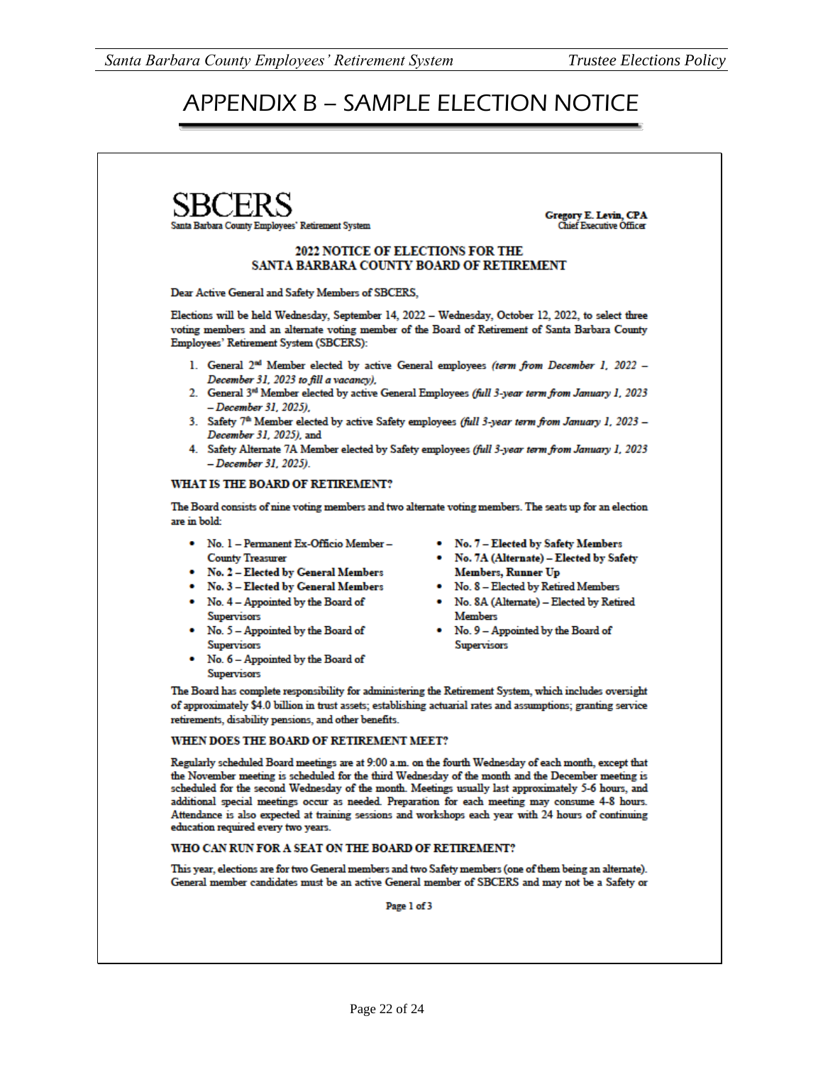# APPENDIX B – SAMPLE ELECTION NOTICE

**SBCERS**
Santa Barbara County Employees' Retirement System

**Gregory E. Levin, CPA**
**Chief Executive Officer**

**2022 NOTICE OF ELECTIONS FOR THE SANTA BARBARA COUNTY BOARD OF RETIREMENT**

Dear Active General and Safety Members of SBCERS,

Elections will be held Wednesday, September 14, 2022 – Wednesday, October 12, 2022, to select three voting members and an alternate voting member of the Board of Retirement of Santa Barbara County Employees' Retirement System (SBCERS):

1. General 2nd Member elected by active General employees *(term from December 1, 2022 – December 31, 2023 to fill a vacancy)*,
2. General 3rd Member elected by active General Employees *(full 3-year term from January 1, 2023 – December 31, 2025)*,
3. Safety 7th Member elected by active Safety employees *(full 3-year term from January 1, 2023 – December 31, 2025)*, and
4. Safety Alternate 7A Member elected by Safety employees *(full 3-year term from January 1, 2023 – December 31, 2025)*.

**WHAT IS THE BOARD OF RETIREMENT?**

The Board consists of nine voting members and two alternate voting members. The seats up for an election are in bold:

- No. 1 – Permanent Ex-Officio Member – County Treasurer
- **No. 2 – Elected by General Members**
- **No. 3 – Elected by General Members**
- No. 4 – Appointed by the Board of Supervisors
- No. 5 – Appointed by the Board of Supervisors
- No. 6 – Appointed by the Board of Supervisors
- **No. 7 – Elected by Safety Members**
- **No. 7A (Alternate) – Elected by Safety Members, Runner Up**
- No. 8 – Elected by Retired Members
- No. 8A (Alternate) – Elected by Retired Members
- No. 9 – Appointed by the Board of Supervisors

The Board has complete responsibility for administering the Retirement System, which includes oversight of approximately $4.0 billion in trust assets; establishing actuarial rates and assumptions; granting service retirements, disability pensions, and other benefits.

**WHEN DOES THE BOARD OF RETIREMENT MEET?**

Regularly scheduled Board meetings are at 9:00 a.m. on the fourth Wednesday of each month, except that the November meeting is scheduled for the third Wednesday of the month and the December meeting is scheduled for the second Wednesday of the month. Meetings usually last approximately 5-6 hours, and additional special meetings occur as needed. Preparation for each meeting may consume 4-8 hours. Attendance is also expected at training sessions and workshops each year with 24 hours of continuing education required every two years.

**WHO CAN RUN FOR A SEAT ON THE BOARD OF RETIREMENT?**

This year, elections are for two General members and two Safety members (one of them being an alternate). General member candidates must be an active General member of SBCERS and may not be a Safety or

Page 1 of 3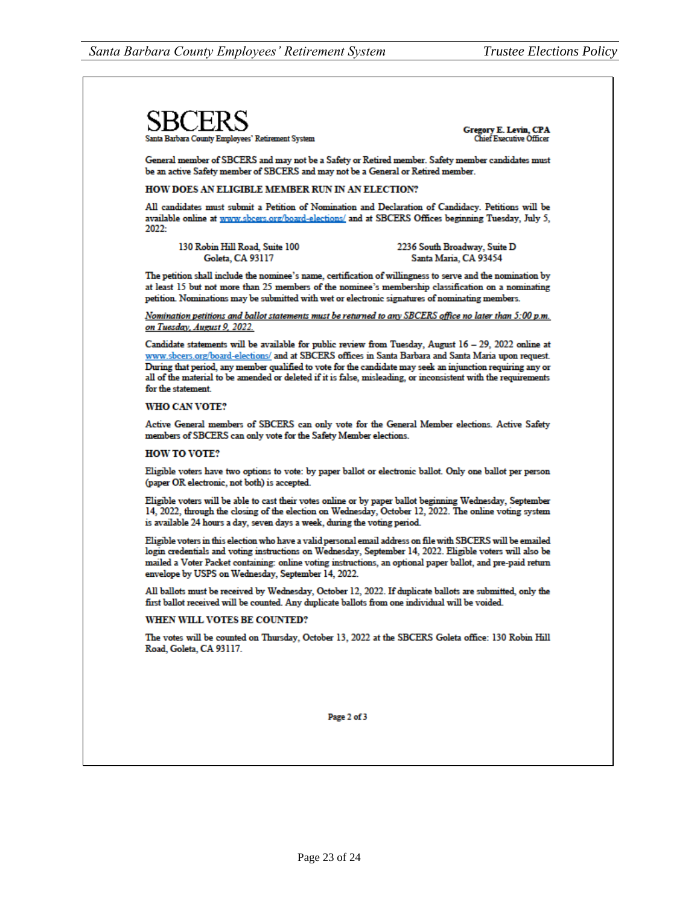SBCERS
Santa Barbara County Employees' Retirement System

**Gregory E. Levin, CPA**
Chief Executive Officer

General member of SBCERS and may not be a Safety or Retired member. Safety member candidates must be an active Safety member of SBCERS and may not be a General or Retired member.

**HOW DOES AN ELIGIBLE MEMBER RUN IN AN ELECTION?**

All candidates must submit a Petition of Nomination and Declaration of Candidacy. Petitions will be available online at www.sbcers.org/board-elections/ and at SBCERS Offices beginning Tuesday, July 5, 2022:

130 Robin Hill Road, Suite 100
Goleta, CA 93117

2236 South Broadway, Suite D
Santa Maria, CA 93454

The petition shall include the nominee's name, certification of willingness to serve and the nomination by at least 15 but not more than 25 members of the nominee's membership classification on a nominating petition. Nominations may be submitted with wet or electronic signatures of nominating members.

*Nomination petitions and ballot statements must be returned to any SBCERS office no later than 5:00 p.m. on Tuesday, August 9, 2022.*

Candidate statements will be available for public review from Tuesday, August 16 – 29, 2022 online at www.sbcers.org/board-elections/ and at SBCERS offices in Santa Barbara and Santa Maria upon request. During that period, any member qualified to vote for the candidate may seek an injunction requiring any or all of the material to be amended or deleted if it is false, misleading, or inconsistent with the requirements for the statement.

**WHO CAN VOTE?**

Active General members of SBCERS can only vote for the General Member elections. Active Safety members of SBCERS can only vote for the Safety Member elections.

**HOW TO VOTE?**

Eligible voters have two options to vote: by paper ballot or electronic ballot. Only one ballot per person (paper OR electronic, not both) is accepted.

Eligible voters will be able to cast their votes online or by paper ballot beginning Wednesday, September 14, 2022, through the closing of the election on Wednesday, October 12, 2022. The online voting system is available 24 hours a day, seven days a week, during the voting period.

Eligible voters in this election who have a valid personal email address on file with SBCERS will be emailed login credentials and voting instructions on Wednesday, September 14, 2022. Eligible voters will also be mailed a Voter Packet containing: online voting instructions, an optional paper ballot, and pre-paid return envelope by USPS on Wednesday, September 14, 2022.

All ballots must be received by Wednesday, October 12, 2022. If duplicate ballots are submitted, only the first ballot received will be counted. Any duplicate ballots from one individual will be voided.

**WHEN WILL VOTES BE COUNTED?**

The votes will be counted on Thursday, October 13, 2022 at the SBCERS Goleta office: 130 Robin Hill Road, Goleta, CA 93117.

Page 2 of 3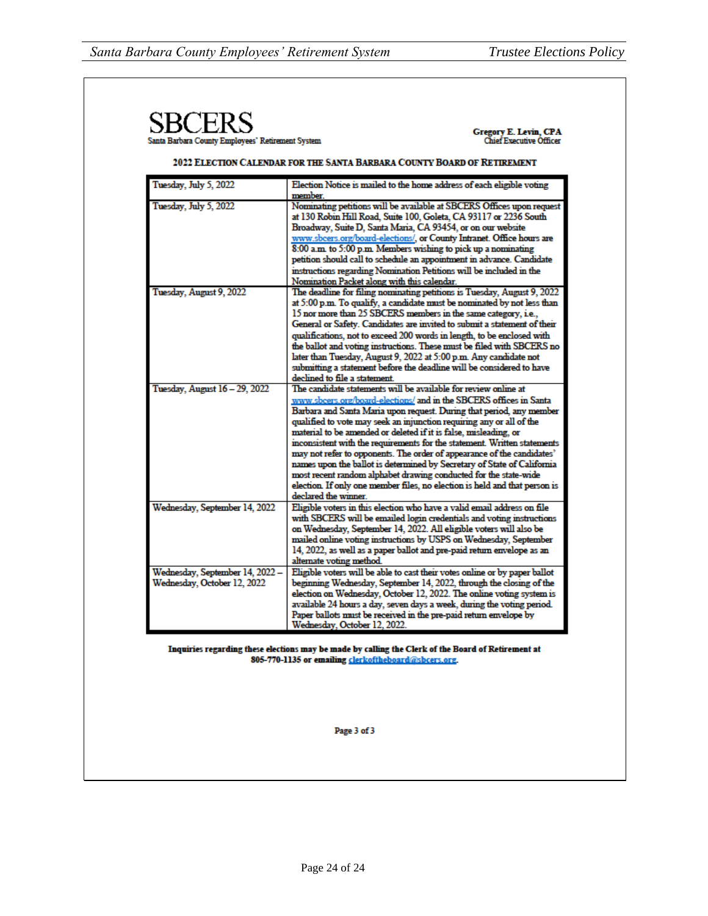# SBCERS

Santa Barbara County Employees' Retirement System

**Gregory E. Levin, CPA**
**Chief Executive Officer**

**2022 ELECTION CALENDAR FOR THE SANTA BARBARA COUNTY BOARD OF RETIREMENT**

| | |
|---|---|
| Tuesday, July 5, 2022 | Election Notice is mailed to the home address of each eligible voting member. |
| Tuesday, July 5, 2022 | Nominating petitions will be available at SBCERS Offices upon request at 130 Robin Hill Road, Suite 100, Goleta, CA 93117 or 2236 South Broadway, Suite D, Santa Maria, CA 93454, or on our website www.sbcers.org/board-elections/, or County Intranet. Office hours are 8:00 a.m. to 5:00 p.m. Members wishing to pick up a nominating petition should call to schedule an appointment in advance. Candidate instructions regarding Nomination Petitions will be included in the Nomination Packet along with this calendar. |
| Tuesday, August 9, 2022 | The deadline for filing nominating petitions is Tuesday, August 9, 2022 at 5:00 p.m. To qualify, a candidate must be nominated by not less than 15 nor more than 25 SBCERS members in the same category, i.e., General or Safety. Candidates are invited to submit a statement of their qualifications, not to exceed 200 words in length, to be enclosed with the ballot and voting instructions. These must be filed with SBCERS no later than Tuesday, August 9, 2022 at 5:00 p.m. Any candidate not submitting a statement before the deadline will be considered to have declined to file a statement. |
| Tuesday, August 16 – 29, 2022 | The candidate statements will be available for review online at www.sbcers.org/board-elections/ and in the SBCERS offices in Santa Barbara and Santa Maria upon request. During that period, any member qualified to vote may seek an injunction requiring any or all of the material to be amended or deleted if it is false, misleading, or inconsistent with the requirements for the statement. Written statements may not refer to opponents. The order of appearance of the candidates' names upon the ballot is determined by Secretary of State of California most recent random alphabet drawing conducted for the state-wide election. If only one member files, no election is held and that person is declared the winner. |
| Wednesday, September 14, 2022 | Eligible voters in this election who have a valid email address on file with SBCERS will be emailed login credentials and voting instructions on Wednesday, September 14, 2022. All eligible voters will also be mailed online voting instructions by USPS on Wednesday, September 14, 2022, as well as a paper ballot and pre-paid return envelope as an alternate voting method. |
| Wednesday, September 14, 2022 – Wednesday, October 12, 2022 | Eligible voters will be able to cast their votes online or by paper ballot beginning Wednesday, September 14, 2022, through the closing of the election on Wednesday, October 12, 2022. The online voting system is available 24 hours a day, seven days a week, during the voting period. Paper ballots must be received in the pre-paid return envelope by Wednesday, October 12, 2022. |

**Inquiries regarding these elections may be made by calling the Clerk of the Board of Retirement at 805-770-1135 or emailing clerkoftheboard@sbcers.org.**

Page 3 of 3